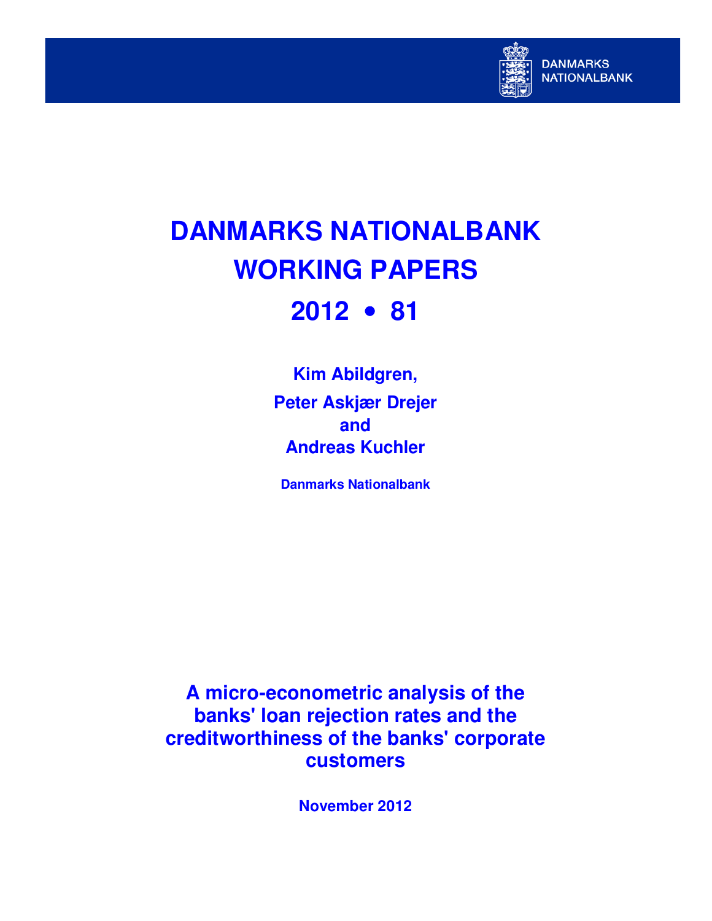DANMARKS NATIONALBANK

# DANMARKS NATIONALBANK WORKING PAPERS

# 2012 • 81

**Kim Abildgren,**

**Peter Askjær Drejer**

**and**

**Andreas Kuchler**

**Danmarks Nationalbank**

## A micro-econometric analysis of the banks' loan rejection rates and the creditworthiness of the banks' corporate customers

**November 2012**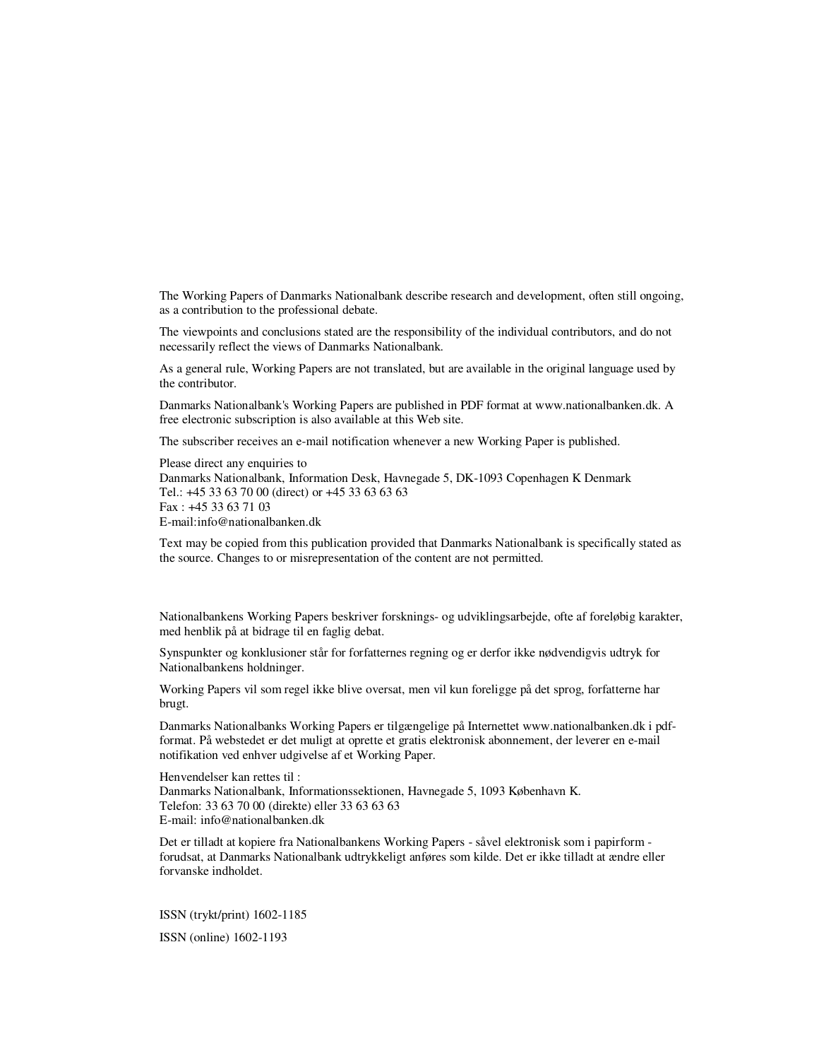The Working Papers of Danmarks Nationalbank describe research and development, often still ongoing, as a contribution to the professional debate.

The viewpoints and conclusions stated are the responsibility of the individual contributors, and do not necessarily reflect the views of Danmarks Nationalbank.

As a general rule, Working Papers are not translated, but are available in the original language used by the contributor.

Danmarks Nationalbank's Working Papers are published in PDF format at www.nationalbanken.dk. A free electronic subscription is also available at this Web site.

The subscriber receives an e-mail notification whenever a new Working Paper is published.

Please direct any enquiries to
Danmarks Nationalbank, Information Desk, Havnegade 5, DK-1093 Copenhagen K Denmark
Tel.: +45 33 63 70 00 (direct) or +45 33 63 63 63
Fax : +45 33 63 71 03
E-mail:info@nationalbanken.dk

Text may be copied from this publication provided that Danmarks Nationalbank is specifically stated as the source. Changes to or misrepresentation of the content are not permitted.

Nationalbankens Working Papers beskriver forsknings- og udviklingsarbejde, ofte af foreløbig karakter, med henblik på at bidrage til en faglig debat.

Synspunkter og konklusioner står for forfatternes regning og er derfor ikke nødvendigvis udtryk for Nationalbankens holdninger.

Working Papers vil som regel ikke blive oversat, men vil kun foreligge på det sprog, forfatterne har brugt.

Danmarks Nationalbanks Working Papers er tilgængelige på Internettet www.nationalbanken.dk i pdf-format. På webstedet er det muligt at oprette et gratis elektronisk abonnement, der leverer en e-mail notifikation ved enhver udgivelse af et Working Paper.

Henvendelser kan rettes til :
Danmarks Nationalbank, Informationssektionen, Havnegade 5, 1093 København K.
Telefon: 33 63 70 00 (direkte) eller 33 63 63 63
E-mail: info@nationalbanken.dk

Det er tilladt at kopiere fra Nationalbankens Working Papers - såvel elektronisk som i papirform - forudsat, at Danmarks Nationalbank udtrykkeligt anføres som kilde. Det er ikke tilladt at ændre eller forvanske indholdet.

ISSN (trykt/print) 1602-1185

ISSN (online) 1602-1193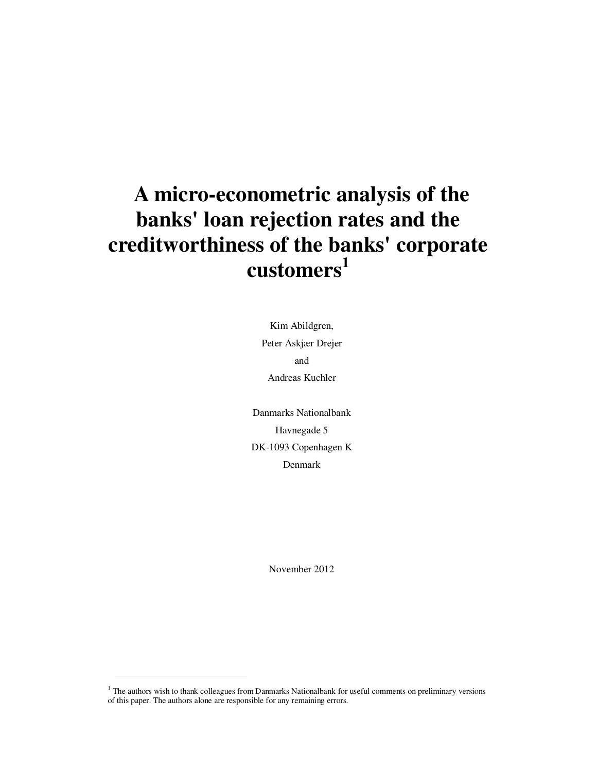# A micro-econometric analysis of the banks' loan rejection rates and the creditworthiness of the banks' corporate customers[1]

Kim Abildgren,

Peter Askjær Drejer

and

Andreas Kuchler

Danmarks Nationalbank

Havnegade 5

DK-1093 Copenhagen K

Denmark

November 2012

[1] The authors wish to thank colleagues from Danmarks Nationalbank for useful comments on preliminary versions of this paper. The authors alone are responsible for any remaining errors.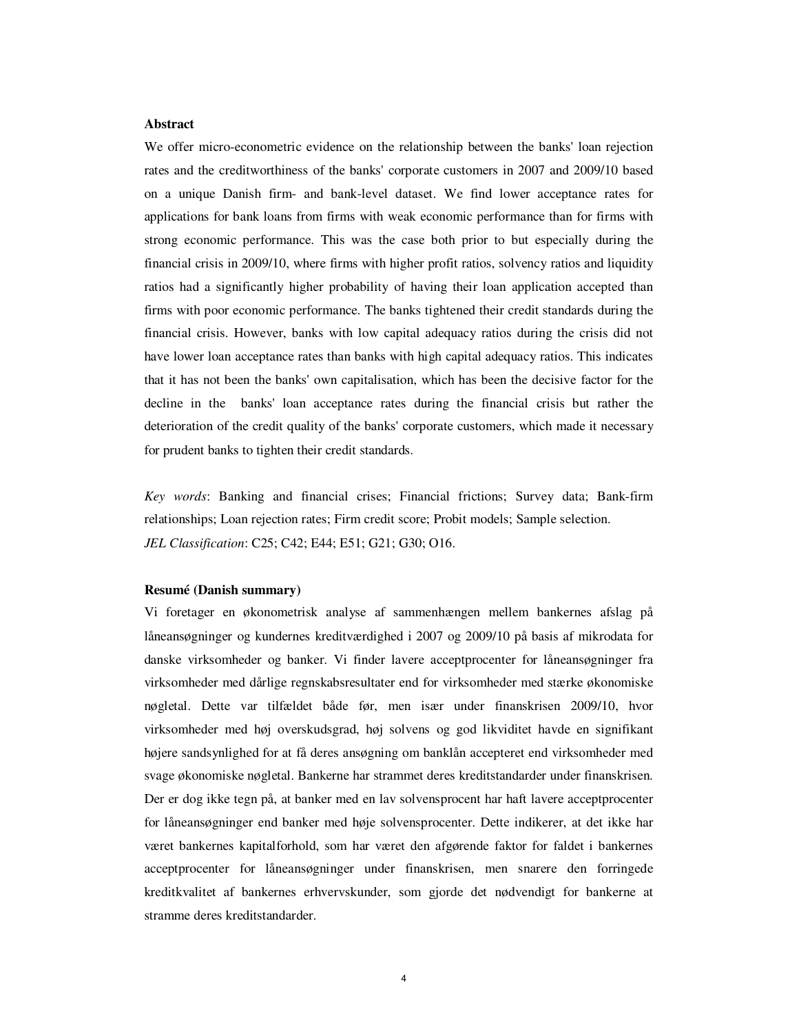**Abstract**

We offer micro-econometric evidence on the relationship between the banks' loan rejection rates and the creditworthiness of the banks' corporate customers in 2007 and 2009/10 based on a unique Danish firm- and bank-level dataset. We find lower acceptance rates for applications for bank loans from firms with weak economic performance than for firms with strong economic performance. This was the case both prior to but especially during the financial crisis in 2009/10, where firms with higher profit ratios, solvency ratios and liquidity ratios had a significantly higher probability of having their loan application accepted than firms with poor economic performance. The banks tightened their credit standards during the financial crisis. However, banks with low capital adequacy ratios during the crisis did not have lower loan acceptance rates than banks with high capital adequacy ratios. This indicates that it has not been the banks' own capitalisation, which has been the decisive factor for the decline in the banks' loan acceptance rates during the financial crisis but rather the deterioration of the credit quality of the banks' corporate customers, which made it necessary for prudent banks to tighten their credit standards.

*Key words*: Banking and financial crises; Financial frictions; Survey data; Bank-firm relationships; Loan rejection rates; Firm credit score; Probit models; Sample selection.
*JEL Classification*: C25; C42; E44; E51; G21; G30; O16.

**Resumé (Danish summary)**

Vi foretager en økonometrisk analyse af sammenhængen mellem bankernes afslag på låneansøgninger og kundernes kreditværdighed i 2007 og 2009/10 på basis af mikrodata for danske virksomheder og banker. Vi finder lavere acceptprocenter for låneansøgninger fra virksomheder med dårlige regnskabsresultater end for virksomheder med stærke økonomiske nøgletal. Dette var tilfældet både før, men især under finanskrisen 2009/10, hvor virksomheder med høj overskudsgrad, høj solvens og god likviditet havde en signifikant højere sandsynlighed for at få deres ansøgning om banklån accepteret end virksomheder med svage økonomiske nøgletal. Bankerne har strammet deres kreditstandarder under finanskrisen. Der er dog ikke tegn på, at banker med en lav solvensprocent har haft lavere acceptprocenter for låneansøgninger end banker med høje solvensprocenter. Dette indikerer, at det ikke har været bankernes kapitalforhold, som har været den afgørende faktor for faldet i bankernes acceptprocenter for låneansøgninger under finanskrisen, men snarere den forringede kreditkvalitet af bankernes erhvervskunder, som gjorde det nødvendigt for bankerne at stramme deres kreditstandarder.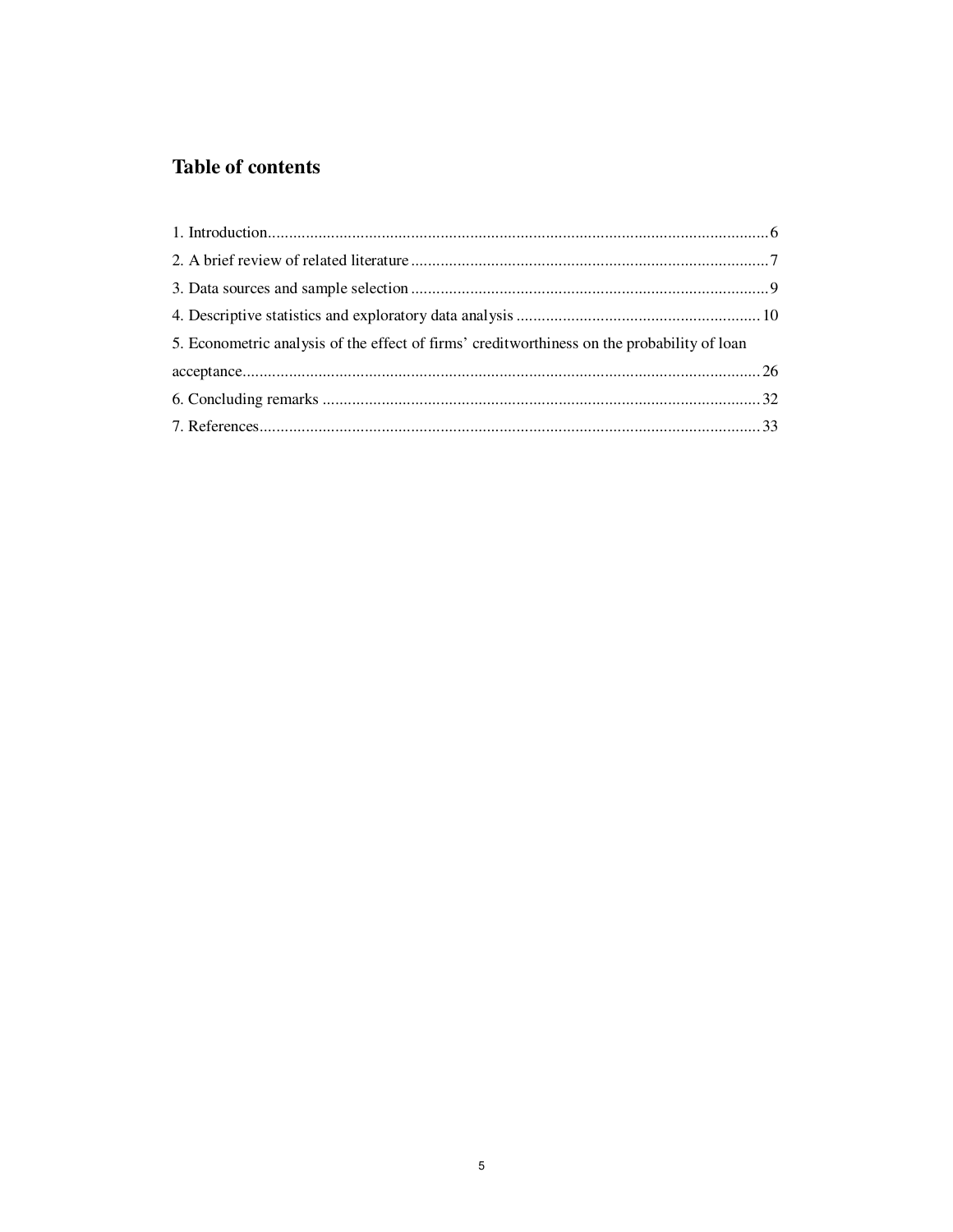# Table of contents

1. Introduction........................................................................................................................6
2. A brief review of related literature .....................................................................................7
3. Data sources and sample selection .....................................................................................9
4. Descriptive statistics and exploratory data analysis .......................................................... 10
5. Econometric analysis of the effect of firms' creditworthiness on the probability of loan acceptance........................................................................................................................... 26
6. Concluding remarks ......................................................................................................... 32
7. References........................................................................................................................ 33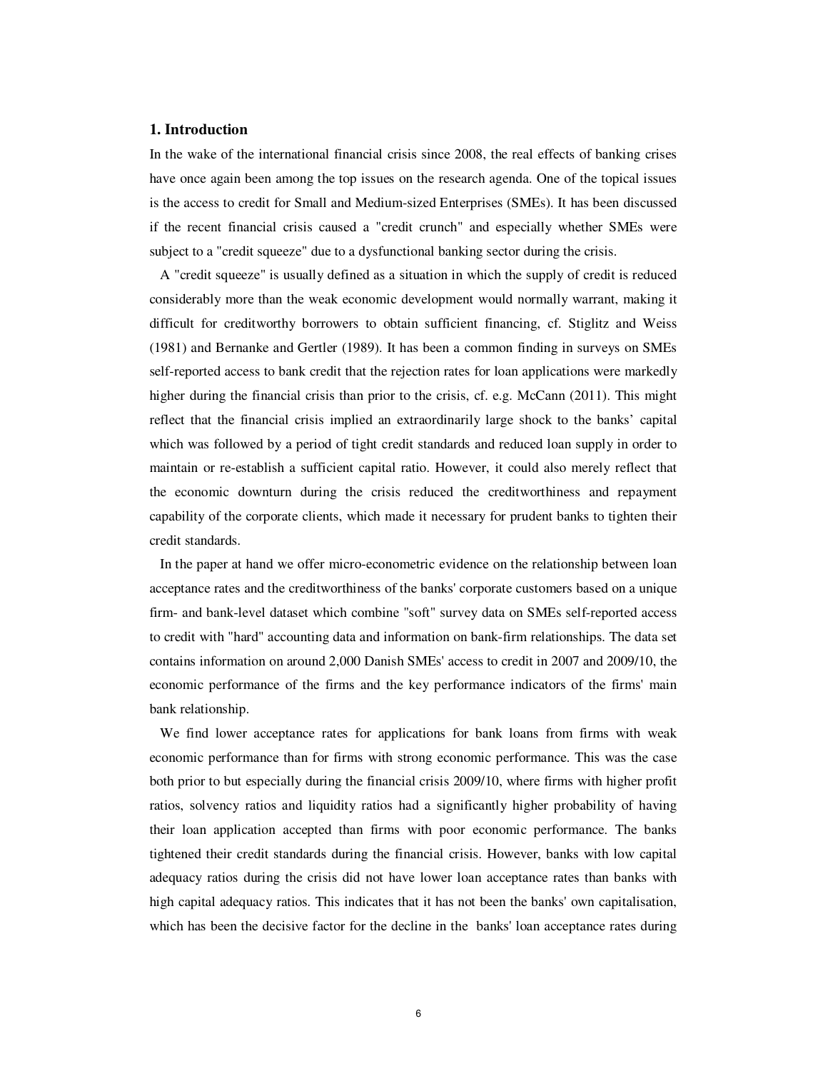## 1. Introduction

In the wake of the international financial crisis since 2008, the real effects of banking crises have once again been among the top issues on the research agenda. One of the topical issues is the access to credit for Small and Medium-sized Enterprises (SMEs). It has been discussed if the recent financial crisis caused a "credit crunch" and especially whether SMEs were subject to a "credit squeeze" due to a dysfunctional banking sector during the crisis.

A "credit squeeze" is usually defined as a situation in which the supply of credit is reduced considerably more than the weak economic development would normally warrant, making it difficult for creditworthy borrowers to obtain sufficient financing, cf. Stiglitz and Weiss (1981) and Bernanke and Gertler (1989). It has been a common finding in surveys on SMEs self-reported access to bank credit that the rejection rates for loan applications were markedly higher during the financial crisis than prior to the crisis, cf. e.g. McCann (2011). This might reflect that the financial crisis implied an extraordinarily large shock to the banks' capital which was followed by a period of tight credit standards and reduced loan supply in order to maintain or re-establish a sufficient capital ratio. However, it could also merely reflect that the economic downturn during the crisis reduced the creditworthiness and repayment capability of the corporate clients, which made it necessary for prudent banks to tighten their credit standards.

In the paper at hand we offer micro-econometric evidence on the relationship between loan acceptance rates and the creditworthiness of the banks' corporate customers based on a unique firm- and bank-level dataset which combine "soft" survey data on SMEs self-reported access to credit with "hard" accounting data and information on bank-firm relationships. The data set contains information on around 2,000 Danish SMEs' access to credit in 2007 and 2009/10, the economic performance of the firms and the key performance indicators of the firms' main bank relationship.

We find lower acceptance rates for applications for bank loans from firms with weak economic performance than for firms with strong economic performance. This was the case both prior to but especially during the financial crisis 2009/10, where firms with higher profit ratios, solvency ratios and liquidity ratios had a significantly higher probability of having their loan application accepted than firms with poor economic performance. The banks tightened their credit standards during the financial crisis. However, banks with low capital adequacy ratios during the crisis did not have lower loan acceptance rates than banks with high capital adequacy ratios. This indicates that it has not been the banks' own capitalisation, which has been the decisive factor for the decline in the banks' loan acceptance rates during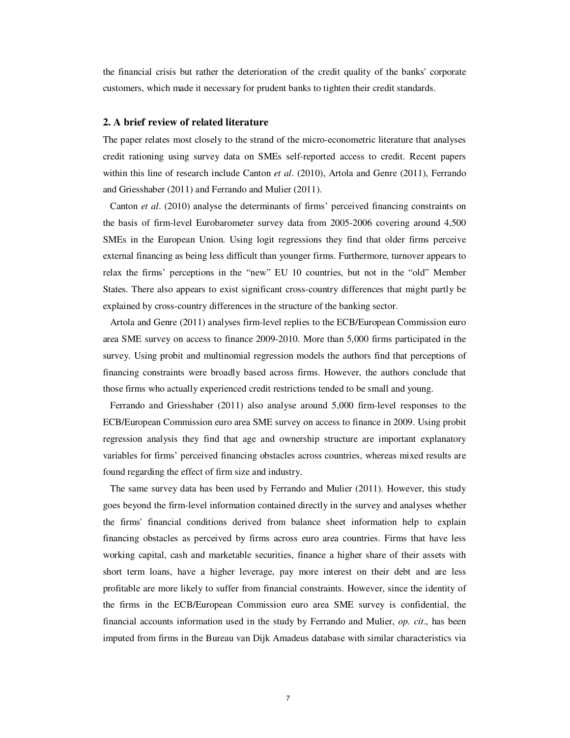the financial crisis but rather the deterioration of the credit quality of the banks' corporate customers, which made it necessary for prudent banks to tighten their credit standards.

## 2. A brief review of related literature

The paper relates most closely to the strand of the micro-econometric literature that analyses credit rationing using survey data on SMEs self-reported access to credit. Recent papers within this line of research include Canton *et al*. (2010), Artola and Genre (2011), Ferrando and Griesshaber (2011) and Ferrando and Mulier (2011).

Canton *et al*. (2010) analyse the determinants of firms' perceived financing constraints on the basis of firm-level Eurobarometer survey data from 2005-2006 covering around 4,500 SMEs in the European Union. Using logit regressions they find that older firms perceive external financing as being less difficult than younger firms. Furthermore, turnover appears to relax the firms' perceptions in the "new" EU 10 countries, but not in the "old" Member States. There also appears to exist significant cross-country differences that might partly be explained by cross-country differences in the structure of the banking sector.

Artola and Genre (2011) analyses firm-level replies to the ECB/European Commission euro area SME survey on access to finance 2009-2010. More than 5,000 firms participated in the survey. Using probit and multinomial regression models the authors find that perceptions of financing constraints were broadly based across firms. However, the authors conclude that those firms who actually experienced credit restrictions tended to be small and young.

Ferrando and Griesshaber (2011) also analyse around 5,000 firm-level responses to the ECB/European Commission euro area SME survey on access to finance in 2009. Using probit regression analysis they find that age and ownership structure are important explanatory variables for firms' perceived financing obstacles across countries, whereas mixed results are found regarding the effect of firm size and industry.

The same survey data has been used by Ferrando and Mulier (2011). However, this study goes beyond the firm-level information contained directly in the survey and analyses whether the firms' financial conditions derived from balance sheet information help to explain financing obstacles as perceived by firms across euro area countries. Firms that have less working capital, cash and marketable securities, finance a higher share of their assets with short term loans, have a higher leverage, pay more interest on their debt and are less profitable are more likely to suffer from financial constraints. However, since the identity of the firms in the ECB/European Commission euro area SME survey is confidential, the financial accounts information used in the study by Ferrando and Mulier, *op. cit*., has been imputed from firms in the Bureau van Dijk Amadeus database with similar characteristics via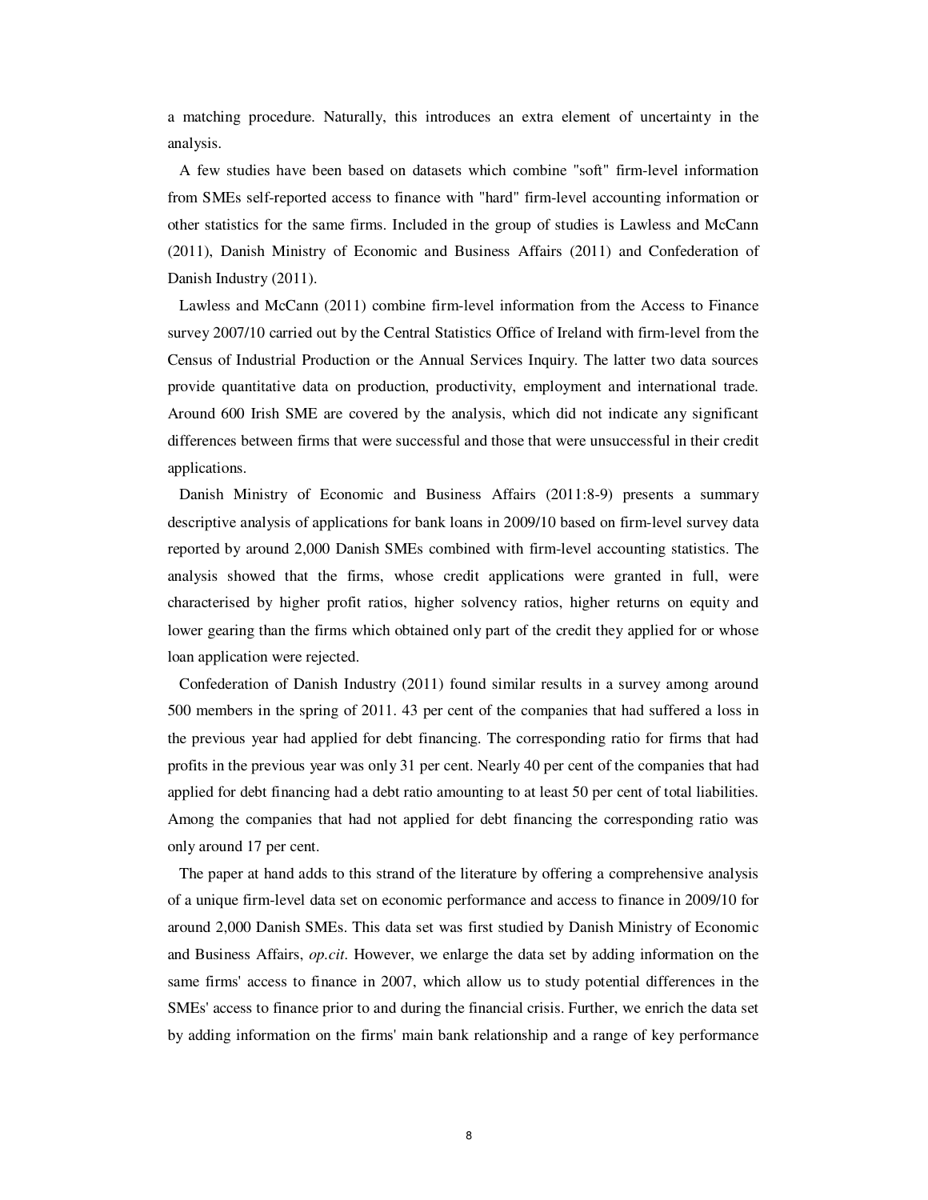a matching procedure. Naturally, this introduces an extra element of uncertainty in the analysis.

A few studies have been based on datasets which combine "soft" firm-level information from SMEs self-reported access to finance with "hard" firm-level accounting information or other statistics for the same firms. Included in the group of studies is Lawless and McCann (2011), Danish Ministry of Economic and Business Affairs (2011) and Confederation of Danish Industry (2011).

Lawless and McCann (2011) combine firm-level information from the Access to Finance survey 2007/10 carried out by the Central Statistics Office of Ireland with firm-level from the Census of Industrial Production or the Annual Services Inquiry. The latter two data sources provide quantitative data on production, productivity, employment and international trade. Around 600 Irish SME are covered by the analysis, which did not indicate any significant differences between firms that were successful and those that were unsuccessful in their credit applications.

Danish Ministry of Economic and Business Affairs (2011:8-9) presents a summary descriptive analysis of applications for bank loans in 2009/10 based on firm-level survey data reported by around 2,000 Danish SMEs combined with firm-level accounting statistics. The analysis showed that the firms, whose credit applications were granted in full, were characterised by higher profit ratios, higher solvency ratios, higher returns on equity and lower gearing than the firms which obtained only part of the credit they applied for or whose loan application were rejected.

Confederation of Danish Industry (2011) found similar results in a survey among around 500 members in the spring of 2011. 43 per cent of the companies that had suffered a loss in the previous year had applied for debt financing. The corresponding ratio for firms that had profits in the previous year was only 31 per cent. Nearly 40 per cent of the companies that had applied for debt financing had a debt ratio amounting to at least 50 per cent of total liabilities. Among the companies that had not applied for debt financing the corresponding ratio was only around 17 per cent.

The paper at hand adds to this strand of the literature by offering a comprehensive analysis of a unique firm-level data set on economic performance and access to finance in 2009/10 for around 2,000 Danish SMEs. This data set was first studied by Danish Ministry of Economic and Business Affairs, *op.cit*. However, we enlarge the data set by adding information on the same firms' access to finance in 2007, which allow us to study potential differences in the SMEs' access to finance prior to and during the financial crisis. Further, we enrich the data set by adding information on the firms' main bank relationship and a range of key performance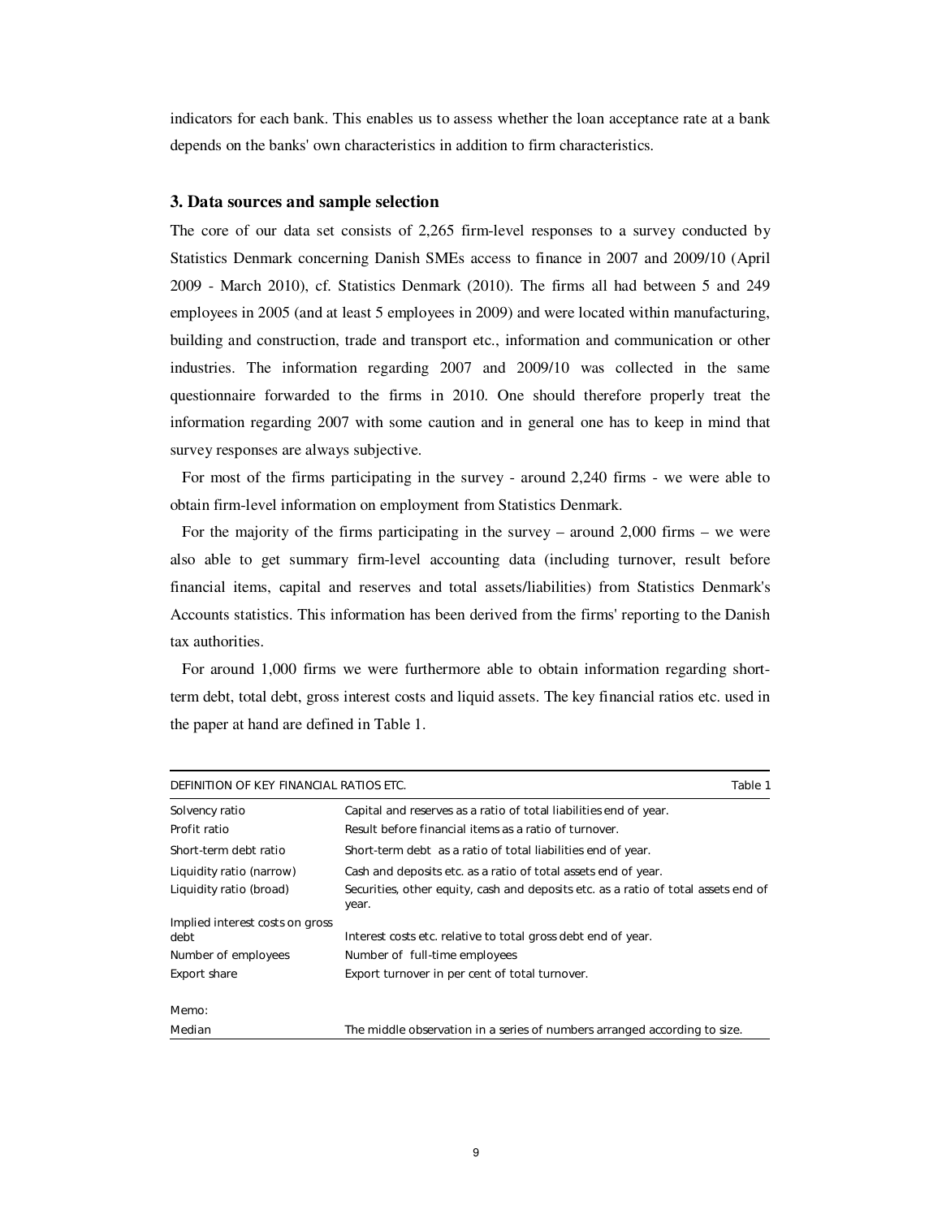indicators for each bank. This enables us to assess whether the loan acceptance rate at a bank depends on the banks' own characteristics in addition to firm characteristics.

### 3. Data sources and sample selection

The core of our data set consists of 2,265 firm-level responses to a survey conducted by Statistics Denmark concerning Danish SMEs access to finance in 2007 and 2009/10 (April 2009 - March 2010), cf. Statistics Denmark (2010). The firms all had between 5 and 249 employees in 2005 (and at least 5 employees in 2009) and were located within manufacturing, building and construction, trade and transport etc., information and communication or other industries. The information regarding 2007 and 2009/10 was collected in the same questionnaire forwarded to the firms in 2010. One should therefore properly treat the information regarding 2007 with some caution and in general one has to keep in mind that survey responses are always subjective.

For most of the firms participating in the survey - around 2,240 firms - we were able to obtain firm-level information on employment from Statistics Denmark.

For the majority of the firms participating in the survey – around 2,000 firms – we were also able to get summary firm-level accounting data (including turnover, result before financial items, capital and reserves and total assets/liabilities) from Statistics Denmark's Accounts statistics. This information has been derived from the firms' reporting to the Danish tax authorities.

For around 1,000 firms we were furthermore able to obtain information regarding short-term debt, total debt, gross interest costs and liquid assets. The key financial ratios etc. used in the paper at hand are defined in Table 1.

| DEFINITION OF KEY FINANCIAL RATIOS ETC. | Table 1 |
|---|---|
| Solvency ratio | Capital and reserves as a ratio of total liabilities end of year. |
| Profit ratio | Result before financial items as a ratio of turnover. |
| Short-term debt ratio | Short-term debt as a ratio of total liabilities end of year. |
| Liquidity ratio (narrow) | Cash and deposits etc. as a ratio of total assets end of year. |
| Liquidity ratio (broad) | Securities, other equity, cash and deposits etc. as a ratio of total assets end of year. |
| Implied interest costs on gross debt | Interest costs etc. relative to total gross debt end of year. |
| Number of employees | Number of full-time employees |
| Export share | Export turnover in per cent of total turnover. |
| | |
| Memo: | |
| Median | The middle observation in a series of numbers arranged according to size. |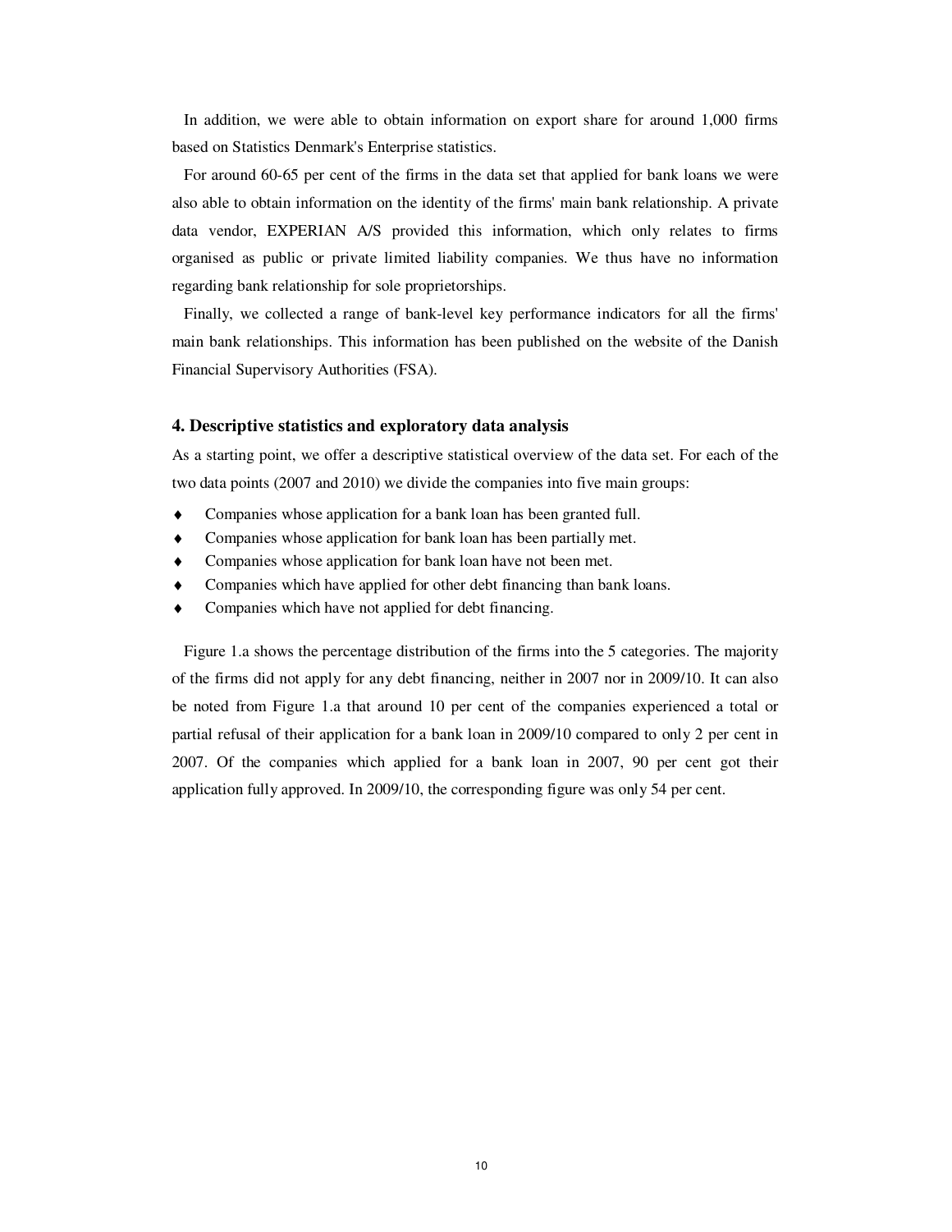In addition, we were able to obtain information on export share for around 1,000 firms based on Statistics Denmark's Enterprise statistics.

For around 60-65 per cent of the firms in the data set that applied for bank loans we were also able to obtain information on the identity of the firms' main bank relationship. A private data vendor, EXPERIAN A/S provided this information, which only relates to firms organised as public or private limited liability companies. We thus have no information regarding bank relationship for sole proprietorships.

Finally, we collected a range of bank-level key performance indicators for all the firms' main bank relationships. This information has been published on the website of the Danish Financial Supervisory Authorities (FSA).

## 4. Descriptive statistics and exploratory data analysis

As a starting point, we offer a descriptive statistical overview of the data set. For each of the two data points (2007 and 2010) we divide the companies into five main groups:

- Companies whose application for a bank loan has been granted full.
- Companies whose application for bank loan has been partially met.
- Companies whose application for bank loan have not been met.
- Companies which have applied for other debt financing than bank loans.
- Companies which have not applied for debt financing.

Figure 1.a shows the percentage distribution of the firms into the 5 categories. The majority of the firms did not apply for any debt financing, neither in 2007 nor in 2009/10. It can also be noted from Figure 1.a that around 10 per cent of the companies experienced a total or partial refusal of their application for a bank loan in 2009/10 compared to only 2 per cent in 2007. Of the companies which applied for a bank loan in 2007, 90 per cent got their application fully approved. In 2009/10, the corresponding figure was only 54 per cent.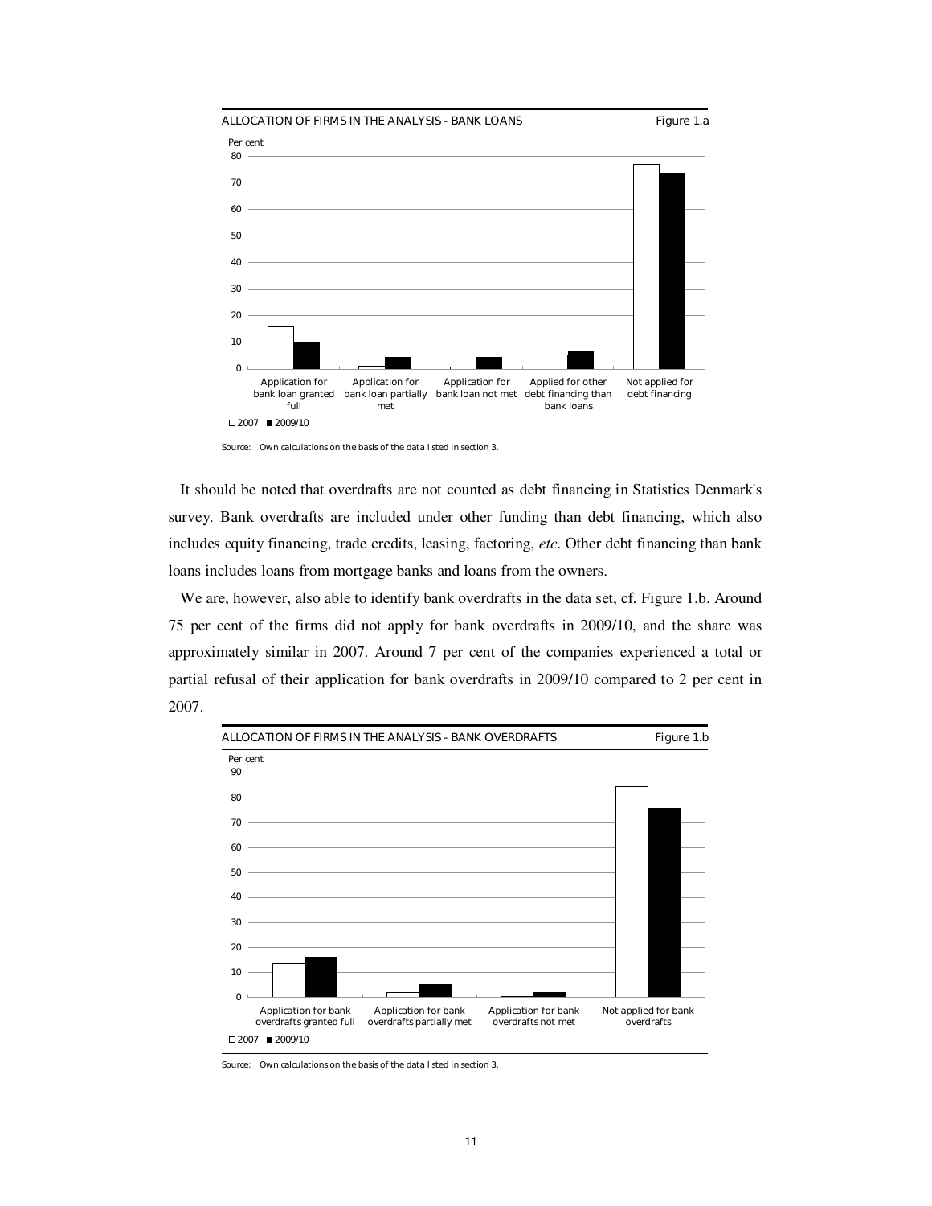ALLOCATION OF FIRMS IN THE ANALYSIS - BANK LOANS Figure 1.a

Source: Own calculations on the basis of the data listed in section 3.

It should be noted that overdrafts are not counted as debt financing in Statistics Denmark's survey. Bank overdrafts are included under other funding than debt financing, which also includes equity financing, trade credits, leasing, factoring, *etc*. Other debt financing than bank loans includes loans from mortgage banks and loans from the owners.

We are, however, also able to identify bank overdrafts in the data set, cf. Figure 1.b. Around 75 per cent of the firms did not apply for bank overdrafts in 2009/10, and the share was approximately similar in 2007. Around 7 per cent of the companies experienced a total or partial refusal of their application for bank overdrafts in 2009/10 compared to 2 per cent in 2007.

ALLOCATION OF FIRMS IN THE ANALYSIS - BANK OVERDRAFTS Figure 1.b

Source: Own calculations on the basis of the data listed in section 3.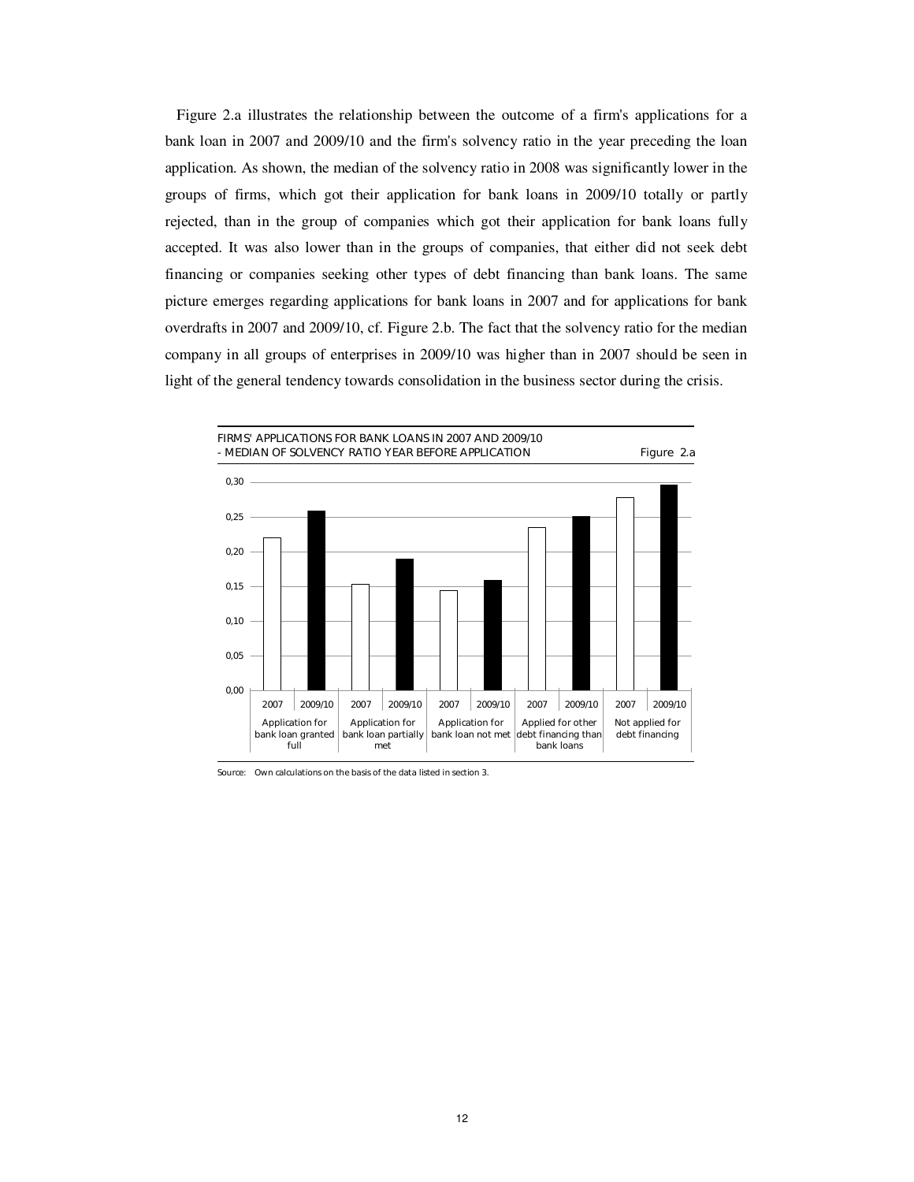Figure 2.a illustrates the relationship between the outcome of a firm's applications for a bank loan in 2007 and 2009/10 and the firm's solvency ratio in the year preceding the loan application. As shown, the median of the solvency ratio in 2008 was significantly lower in the groups of firms, which got their application for bank loans in 2009/10 totally or partly rejected, than in the group of companies which got their application for bank loans fully accepted. It was also lower than in the groups of companies, that either did not seek debt financing or companies seeking other types of debt financing than bank loans. The same picture emerges regarding applications for bank loans in 2007 and for applications for bank overdrafts in 2007 and 2009/10, cf. Figure 2.b. The fact that the solvency ratio for the median company in all groups of enterprises in 2009/10 was higher than in 2007 should be seen in light of the general tendency towards consolidation in the business sector during the crisis.

FIRMS' APPLICATIONS FOR BANK LOANS IN 2007 AND 2009/10
- MEDIAN OF SOLVENCY RATIO YEAR BEFORE APPLICATION — Figure 2.a

Source: Own calculations on the basis of the data listed in section 3.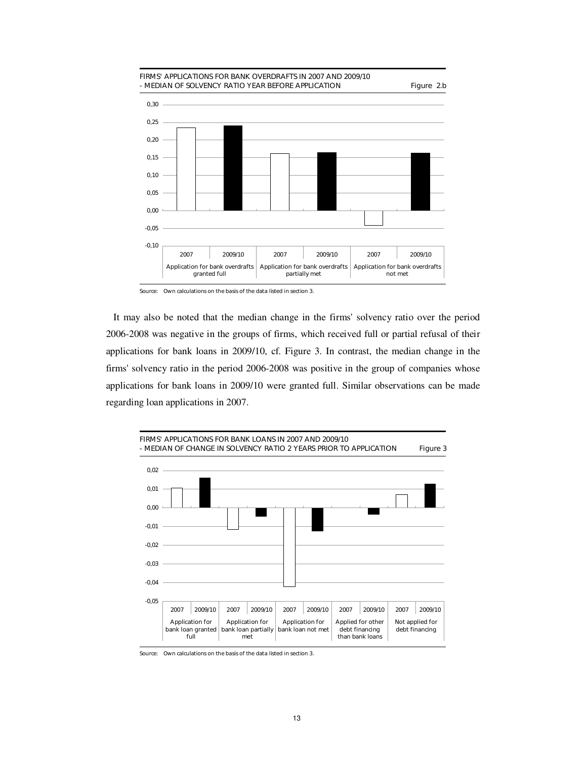FIRMS' APPLICATIONS FOR BANK OVERDRAFTS IN 2007 AND 2009/10
- MEDIAN OF SOLVENCY RATIO YEAR BEFORE APPLICATION

Figure 2.b

Source: Own calculations on the basis of the data listed in section 3.

It may also be noted that the median change in the firms' solvency ratio over the period 2006-2008 was negative in the groups of firms, which received full or partial refusal of their applications for bank loans in 2009/10, cf. Figure 3. In contrast, the median change in the firms' solvency ratio in the period 2006-2008 was positive in the group of companies whose applications for bank loans in 2009/10 were granted full. Similar observations can be made regarding loan applications in 2007.

FIRMS' APPLICATIONS FOR BANK LOANS IN 2007 AND 2009/10
- MEDIAN OF CHANGE IN SOLVENCY RATIO 2 YEARS PRIOR TO APPLICATION

Figure 3

Source: Own calculations on the basis of the data listed in section 3.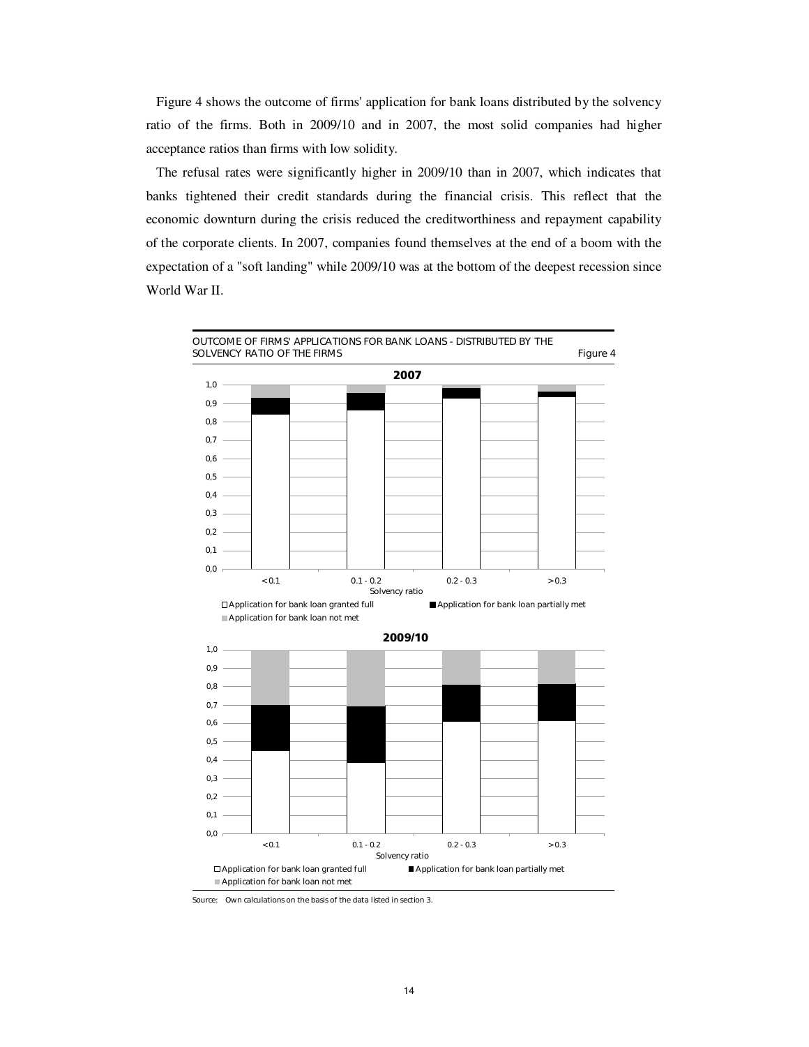Figure 4 shows the outcome of firms' application for bank loans distributed by the solvency ratio of the firms. Both in 2009/10 and in 2007, the most solid companies had higher acceptance ratios than firms with low solidity.

The refusal rates were significantly higher in 2009/10 than in 2007, which indicates that banks tightened their credit standards during the financial crisis. This reflect that the economic downturn during the crisis reduced the creditworthiness and repayment capability of the corporate clients. In 2007, companies found themselves at the end of a boom with the expectation of a "soft landing" while 2009/10 was at the bottom of the deepest recession since World War II.

OUTCOME OF FIRMS' APPLICATIONS FOR BANK LOANS - DISTRIBUTED BY THE SOLVENCY RATIO OF THE FIRMS — Figure 4

**2007**

1,0
0,9
0,8
0,7
0,6
0,5
0,4
0,3
0,2
0,1
0,0

< 0.1 | 0.1 - 0.2 | 0.2 - 0.3 | > 0.3

Solvency ratio

□ Application for bank loan granted full ■ Application for bank loan partially met ■ Application for bank loan not met

**2009/10**

1,0
0,9
0,8
0,7
0,6
0,5
0,4
0,3
0,2
0,1
0,0

< 0.1 | 0.1 - 0.2 | 0.2 - 0.3 | > 0.3

Solvency ratio

□ Application for bank loan granted full ■ Application for bank loan partially met ■ Application for bank loan not met

Source: Own calculations on the basis of the data listed in section 3.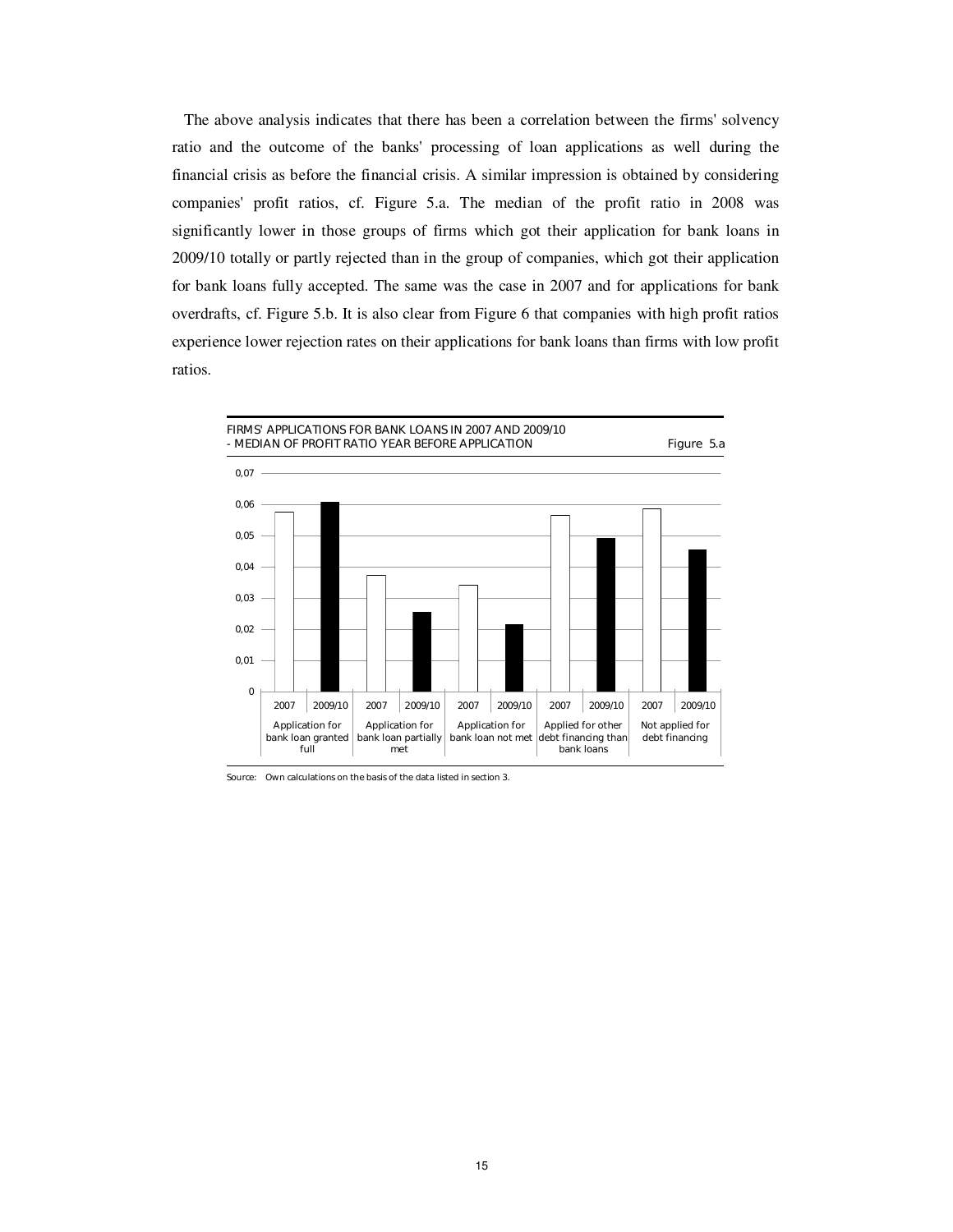The above analysis indicates that there has been a correlation between the firms' solvency ratio and the outcome of the banks' processing of loan applications as well during the financial crisis as before the financial crisis. A similar impression is obtained by considering companies' profit ratios, cf. Figure 5.a. The median of the profit ratio in 2008 was significantly lower in those groups of firms which got their application for bank loans in 2009/10 totally or partly rejected than in the group of companies, which got their application for bank loans fully accepted. The same was the case in 2007 and for applications for bank overdrafts, cf. Figure 5.b. It is also clear from Figure 6 that companies with high profit ratios experience lower rejection rates on their applications for bank loans than firms with low profit ratios.

FIRMS' APPLICATIONS FOR BANK LOANS IN 2007 AND 2009/10 - MEDIAN OF PROFIT RATIO YEAR BEFORE APPLICATION — Figure 5.a

| | 2007 | 2009/10 |
|---|---|---|
| Application for bank loan granted full | 0,058 | 0,061 |
| Application for bank loan partially met | 0,037 | 0,026 |
| Application for bank loan not met | 0,034 | 0,022 |
| Applied for other debt financing than bank loans | 0,057 | 0,049 |
| Not applied for debt financing | 0,059 | 0,046 |

Source: Own calculations on the basis of the data listed in section 3.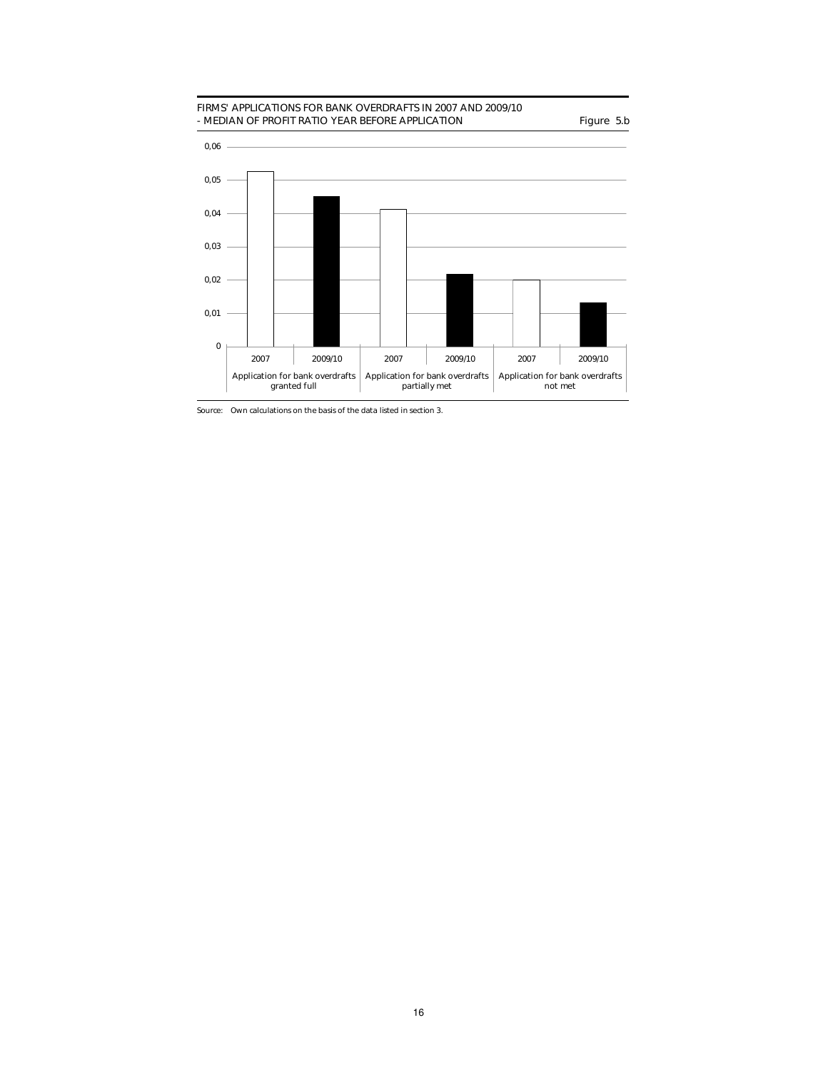FIRMS' APPLICATIONS FOR BANK OVERDRAFTS IN 2007 AND 2009/10
- MEDIAN OF PROFIT RATIO YEAR BEFORE APPLICATION

Figure 5.b

Source: Own calculations on the basis of the data listed in section 3.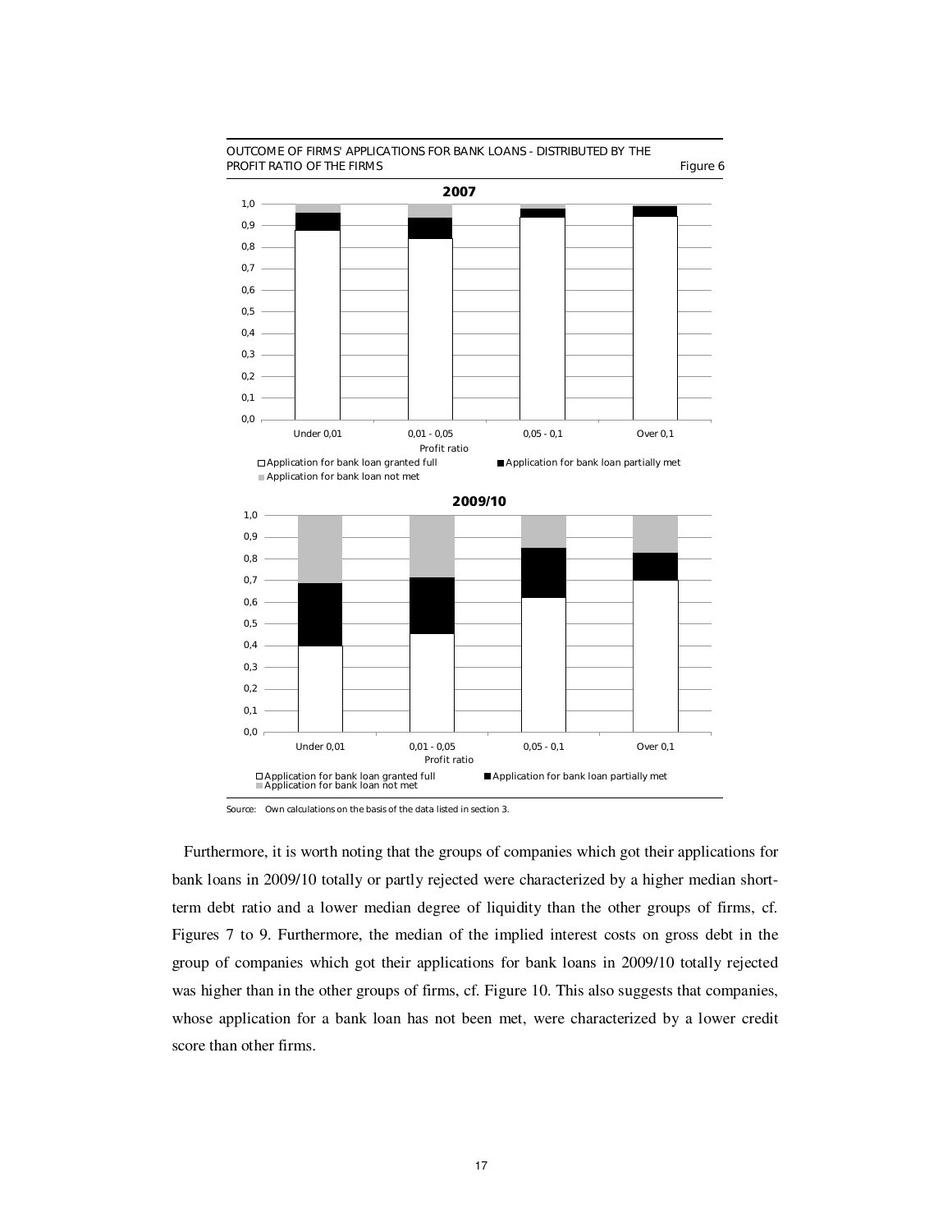OUTCOME OF FIRMS' APPLICATIONS FOR BANK LOANS - DISTRIBUTED BY THE PROFIT RATIO OF THE FIRMS

Figure 6

Source: Own calculations on the basis of the data listed in section 3.

Furthermore, it is worth noting that the groups of companies which got their applications for bank loans in 2009/10 totally or partly rejected were characterized by a higher median short-term debt ratio and a lower median degree of liquidity than the other groups of firms, cf. Figures 7 to 9. Furthermore, the median of the implied interest costs on gross debt in the group of companies which got their applications for bank loans in 2009/10 totally rejected was higher than in the other groups of firms, cf. Figure 10. This also suggests that companies, whose application for a bank loan has not been met, were characterized by a lower credit score than other firms.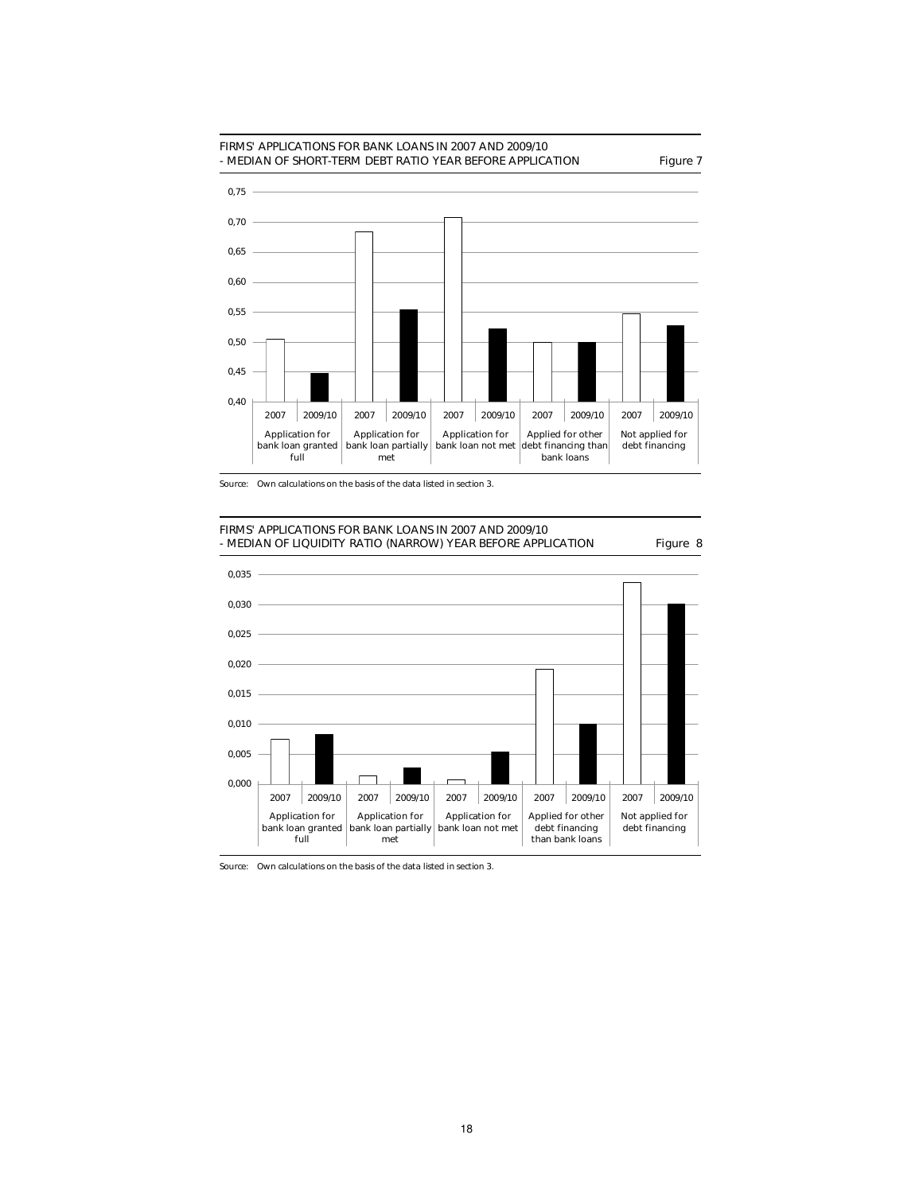FIRMS' APPLICATIONS FOR BANK LOANS IN 2007 AND 2009/10
- MEDIAN OF SHORT-TERM DEBT RATIO YEAR BEFORE APPLICATION

Figure 7

*Source:* Own calculations on the basis of the data listed in section 3.

FIRMS' APPLICATIONS FOR BANK LOANS IN 2007 AND 2009/10
- MEDIAN OF LIQUIDITY RATIO (NARROW) YEAR BEFORE APPLICATION

Figure 8

*Source:* Own calculations on the basis of the data listed in section 3.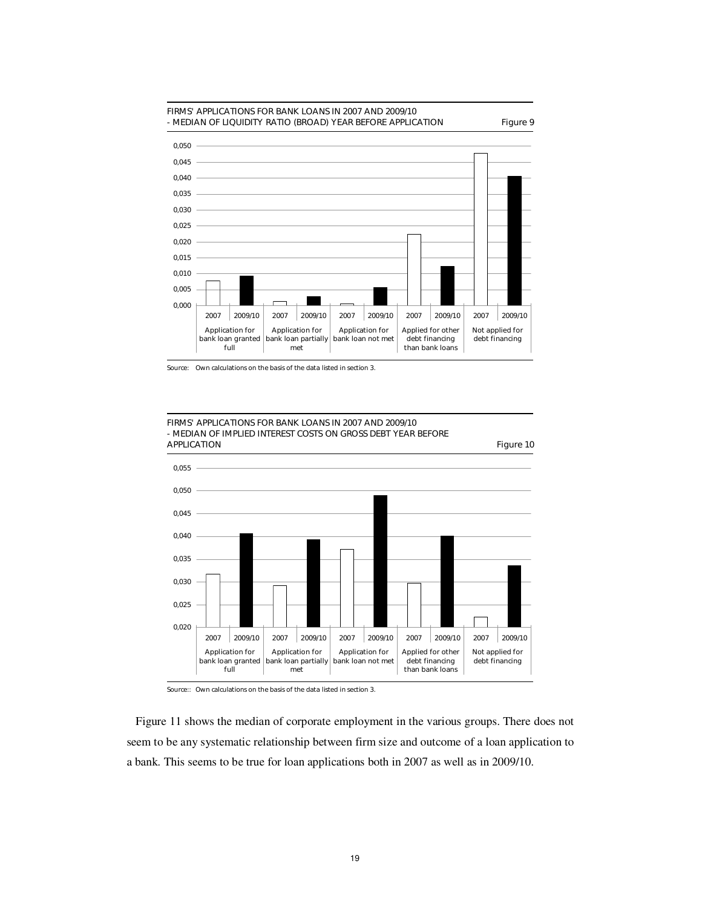FIRMS' APPLICATIONS FOR BANK LOANS IN 2007 AND 2009/10
- MEDIAN OF LIQUIDITY RATIO (BROAD) YEAR BEFORE APPLICATION

Figure 9

Source: Own calculations on the basis of the data listed in section 3.

FIRMS' APPLICATIONS FOR BANK LOANS IN 2007 AND 2009/10
- MEDIAN OF IMPLIED INTEREST COSTS ON GROSS DEBT YEAR BEFORE APPLICATION

Figure 10

Source:: Own calculations on the basis of the data listed in section 3.

Figure 11 shows the median of corporate employment in the various groups. There does not seem to be any systematic relationship between firm size and outcome of a loan application to a bank. This seems to be true for loan applications both in 2007 as well as in 2009/10.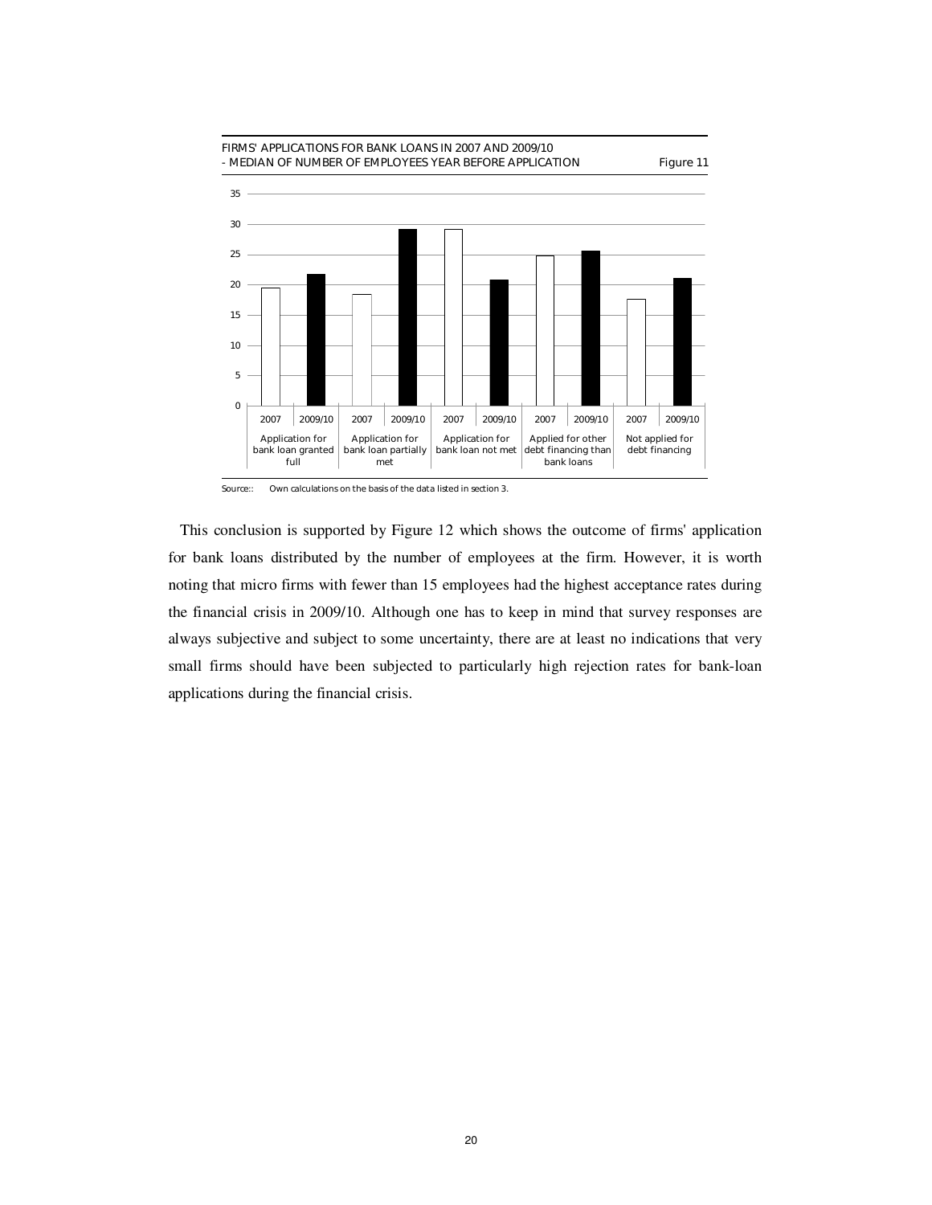FIRMS' APPLICATIONS FOR BANK LOANS IN 2007 AND 2009/10
- MEDIAN OF NUMBER OF EMPLOYEES YEAR BEFORE APPLICATION

Figure 11

Source:: Own calculations on the basis of the data listed in section 3.

This conclusion is supported by Figure 12 which shows the outcome of firms' application for bank loans distributed by the number of employees at the firm. However, it is worth noting that micro firms with fewer than 15 employees had the highest acceptance rates during the financial crisis in 2009/10. Although one has to keep in mind that survey responses are always subjective and subject to some uncertainty, there are at least no indications that very small firms should have been subjected to particularly high rejection rates for bank-loan applications during the financial crisis.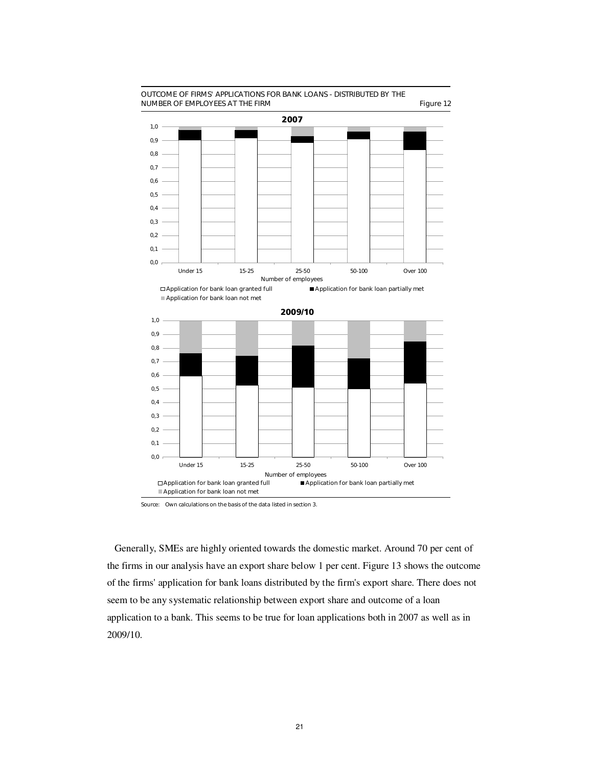OUTCOME OF FIRMS' APPLICATIONS FOR BANK LOANS - DISTRIBUTED BY THE NUMBER OF EMPLOYEES AT THE FIRM — Figure 12

**2007**

**2009/10**

Source: Own calculations on the basis of the data listed in section 3.

Generally, SMEs are highly oriented towards the domestic market. Around 70 per cent of the firms in our analysis have an export share below 1 per cent. Figure 13 shows the outcome of the firms' application for bank loans distributed by the firm's export share. There does not seem to be any systematic relationship between export share and outcome of a loan application to a bank. This seems to be true for loan applications both in 2007 as well as in 2009/10.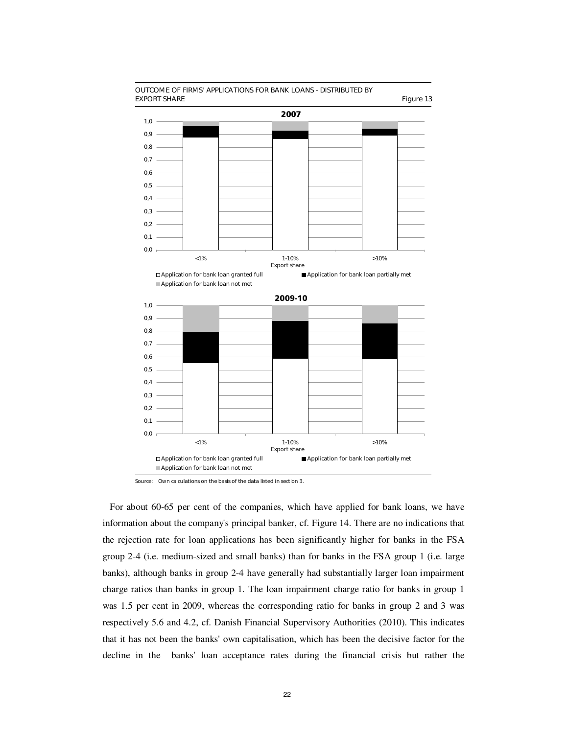OUTCOME OF FIRMS' APPLICATIONS FOR BANK LOANS - DISTRIBUTED BY EXPORT SHARE

Figure 13

Source: Own calculations on the basis of the data listed in section 3.

For about 60-65 per cent of the companies, which have applied for bank loans, we have information about the company's principal banker, cf. Figure 14. There are no indications that the rejection rate for loan applications has been significantly higher for banks in the FSA group 2-4 (i.e. medium-sized and small banks) than for banks in the FSA group 1 (i.e. large banks), although banks in group 2-4 have generally had substantially larger loan impairment charge ratios than banks in group 1. The loan impairment charge ratio for banks in group 1 was 1.5 per cent in 2009, whereas the corresponding ratio for banks in group 2 and 3 was respectively 5.6 and 4.2, cf. Danish Financial Supervisory Authorities (2010). This indicates that it has not been the banks' own capitalisation, which has been the decisive factor for the decline in the banks' loan acceptance rates during the financial crisis but rather the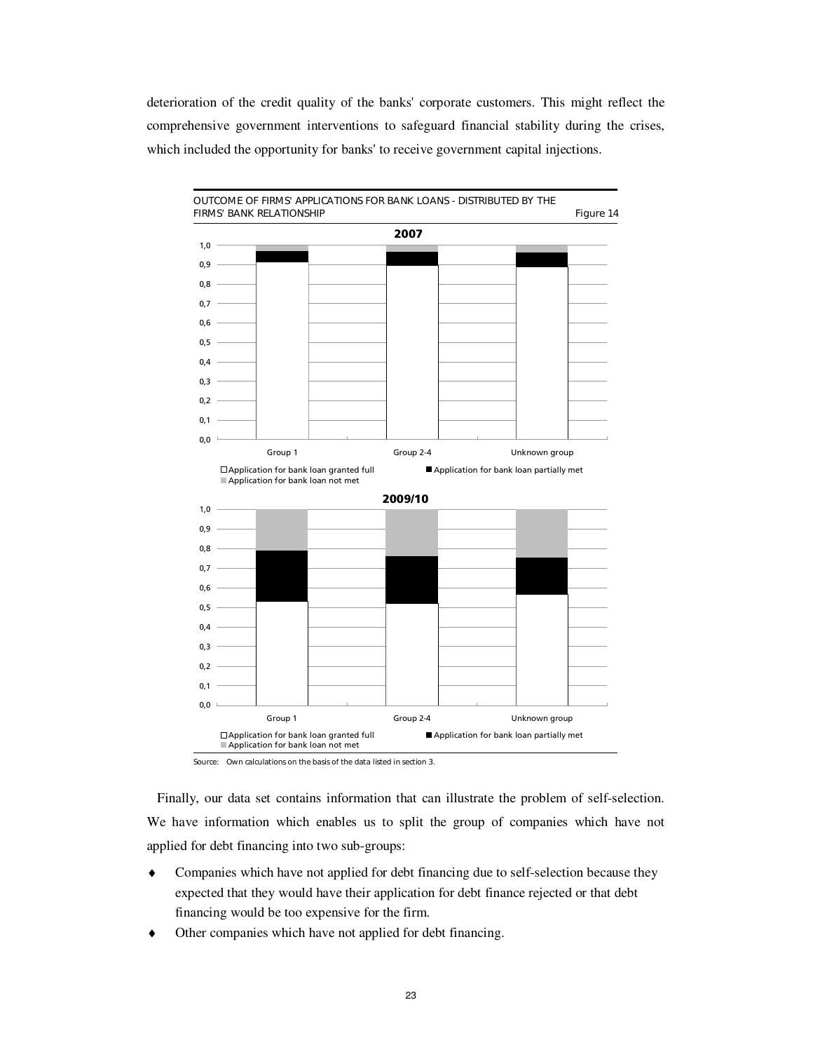deterioration of the credit quality of the banks' corporate customers. This might reflect the comprehensive government interventions to safeguard financial stability during the crises, which included the opportunity for banks' to receive government capital injections.

OUTCOME OF FIRMS' APPLICATIONS FOR BANK LOANS - DISTRIBUTED BY THE FIRMS' BANK RELATIONSHIP

Figure 14

**2007**

□ Application for bank loan granted full ■ Application for bank loan partially met ■ Application for bank loan not met

**2009/10**

□ Application for bank loan granted full ■ Application for bank loan partially met ■ Application for bank loan not met

Source: Own calculations on the basis of the data listed in section 3.

Finally, our data set contains information that can illustrate the problem of self-selection. We have information which enables us to split the group of companies which have not applied for debt financing into two sub-groups:

- Companies which have not applied for debt financing due to self-selection because they expected that they would have their application for debt finance rejected or that debt financing would be too expensive for the firm.
- Other companies which have not applied for debt financing.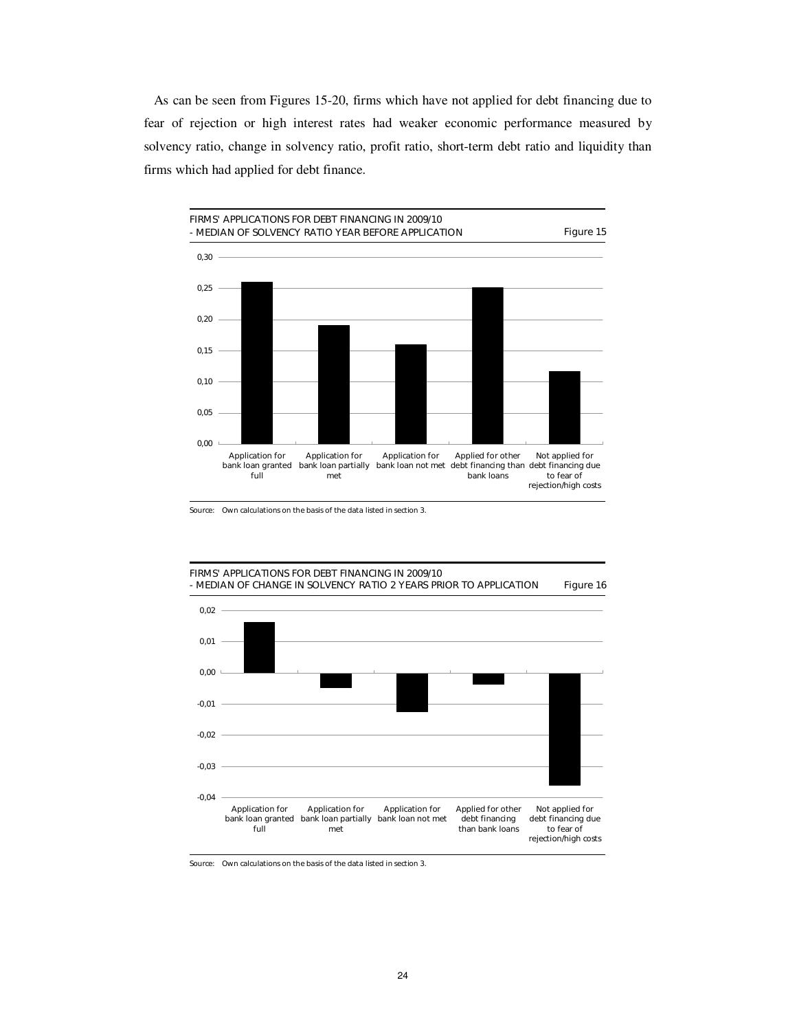As can be seen from Figures 15-20, firms which have not applied for debt financing due to fear of rejection or high interest rates had weaker economic performance measured by solvency ratio, change in solvency ratio, profit ratio, short-term debt ratio and liquidity than firms which had applied for debt finance.

FIRMS' APPLICATIONS FOR DEBT FINANCING IN 2009/10
- MEDIAN OF SOLVENCY RATIO YEAR BEFORE APPLICATION

Figure 15

Source: Own calculations on the basis of the data listed in section 3.

FIRMS' APPLICATIONS FOR DEBT FINANCING IN 2009/10
- MEDIAN OF CHANGE IN SOLVENCY RATIO 2 YEARS PRIOR TO APPLICATION

Figure 16

Source: Own calculations on the basis of the data listed in section 3.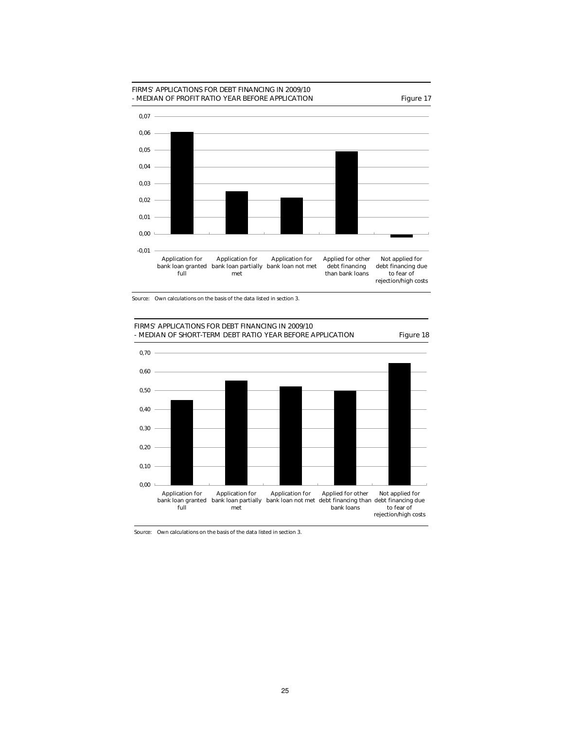FIRMS' APPLICATIONS FOR DEBT FINANCING IN 2009/10
- MEDIAN OF PROFIT RATIO YEAR BEFORE APPLICATION

Figure 17

Source: Own calculations on the basis of the data listed in section 3.

FIRMS' APPLICATIONS FOR DEBT FINANCING IN 2009/10
- MEDIAN OF SHORT-TERM DEBT RATIO YEAR BEFORE APPLICATION

Figure 18

Source: Own calculations on the basis of the data listed in section 3.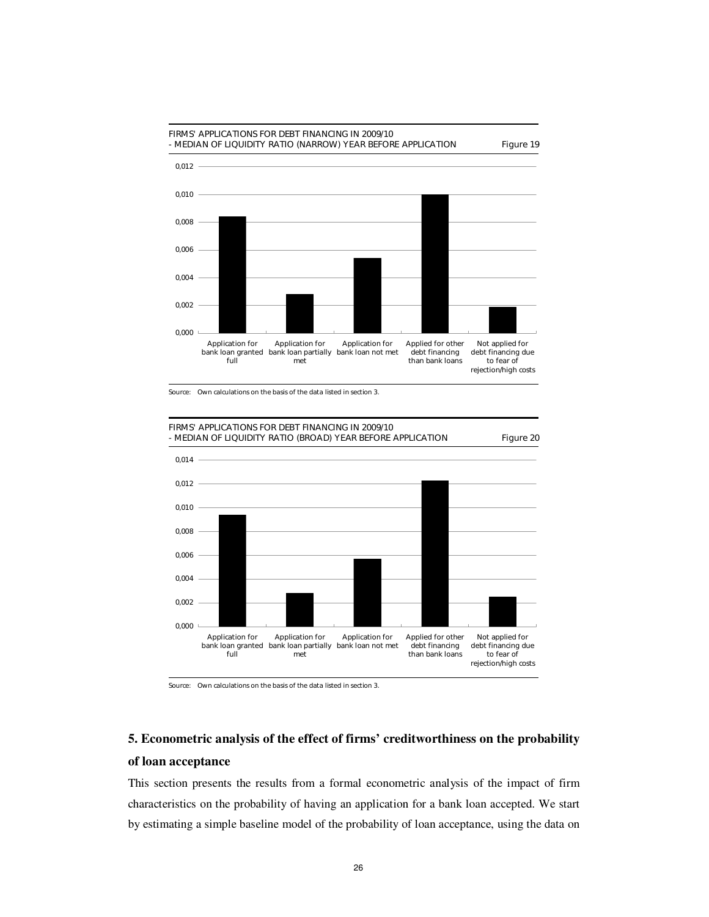FIRMS' APPLICATIONS FOR DEBT FINANCING IN 2009/10
- MEDIAN OF LIQUIDITY RATIO (NARROW) YEAR BEFORE APPLICATION — Figure 19

Source: Own calculations on the basis of the data listed in section 3.

FIRMS' APPLICATIONS FOR DEBT FINANCING IN 2009/10
- MEDIAN OF LIQUIDITY RATIO (BROAD) YEAR BEFORE APPLICATION — Figure 20

Source: Own calculations on the basis of the data listed in section 3.

## 5. Econometric analysis of the effect of firms' creditworthiness on the probability of loan acceptance

This section presents the results from a formal econometric analysis of the impact of firm characteristics on the probability of having an application for a bank loan accepted. We start by estimating a simple baseline model of the probability of loan acceptance, using the data on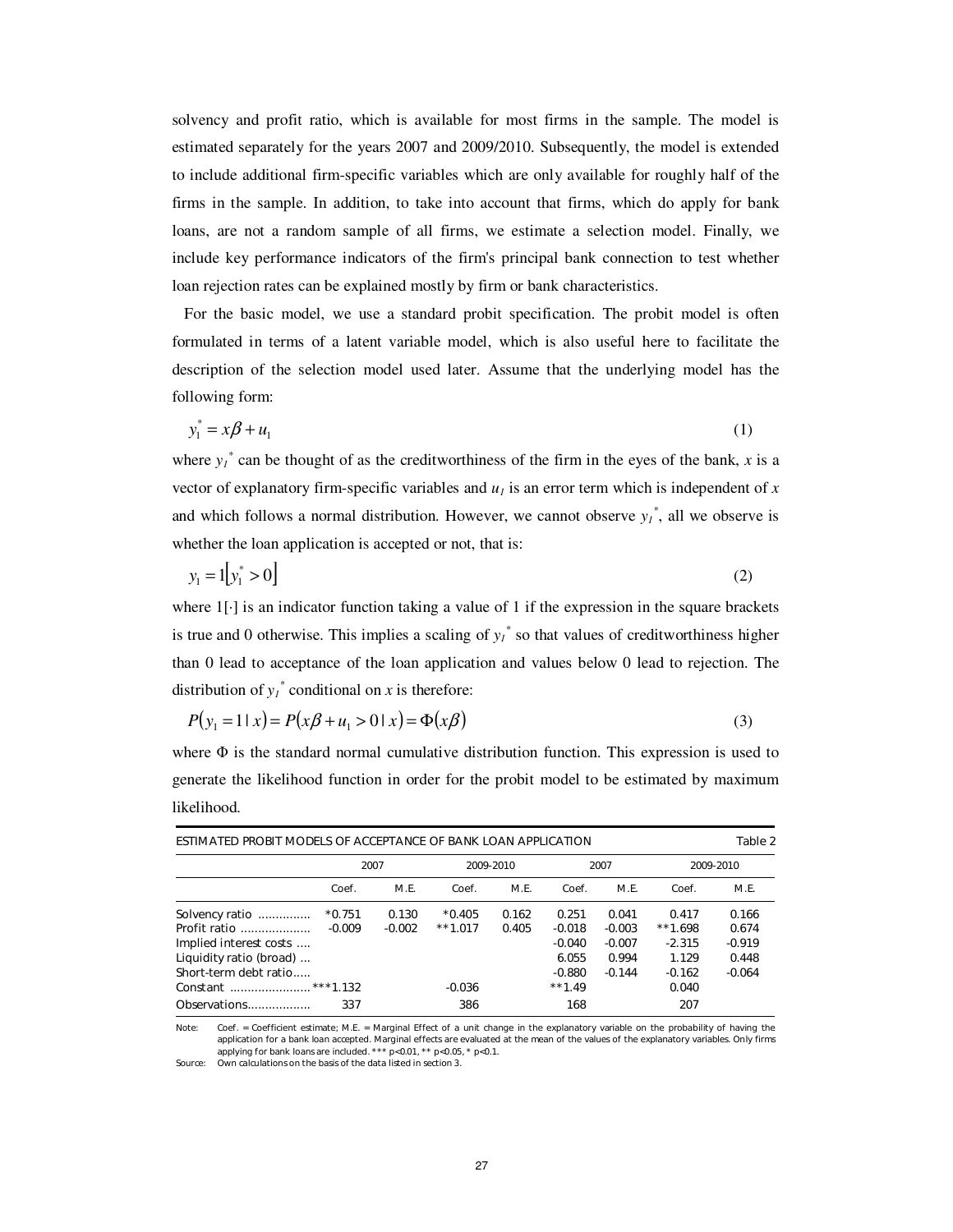solvency and profit ratio, which is available for most firms in the sample. The model is estimated separately for the years 2007 and 2009/2010. Subsequently, the model is extended to include additional firm-specific variables which are only available for roughly half of the firms in the sample. In addition, to take into account that firms, which do apply for bank loans, are not a random sample of all firms, we estimate a selection model. Finally, we include key performance indicators of the firm's principal bank connection to test whether loan rejection rates can be explained mostly by firm or bank characteristics.

For the basic model, we use a standard probit specification. The probit model is often formulated in terms of a latent variable model, which is also useful here to facilitate the description of the selection model used later. Assume that the underlying model has the following form:

$$y_1^* = x\beta + u_1 \tag{1}$$

where $y_1^*$ can be thought of as the creditworthiness of the firm in the eyes of the bank, $x$ is a vector of explanatory firm-specific variables and $u_1$ is an error term which is independent of $x$ and which follows a normal distribution. However, we cannot observe $y_1^*$, all we observe is whether the loan application is accepted or not, that is:

$$y_1 = 1\left[y_1^* > 0\right] \tag{2}$$

where $1[\cdot]$ is an indicator function taking a value of 1 if the expression in the square brackets is true and 0 otherwise. This implies a scaling of $y_1^*$ so that values of creditworthiness higher than 0 lead to acceptance of the loan application and values below 0 lead to rejection. The distribution of $y_1^*$ conditional on $x$ is therefore:

$$P(y_1 = 1 \mid x) = P(x\beta + u_1 > 0 \mid x) = \Phi(x\beta) \tag{3}$$

where $\Phi$ is the standard normal cumulative distribution function. This expression is used to generate the likelihood function in order for the probit model to be estimated by maximum likelihood.

ESTIMATED PROBIT MODELS OF ACCEPTANCE OF BANK LOAN APPLICATION — Table 2

| | 2007 | | 2009-2010 | | 2007 | | 2009-2010 | |
|---|---|---|---|---|---|---|---|---|
| | Coef. | M.E. | Coef. | M.E. | Coef. | M.E. | Coef. | M.E. |
| Solvency ratio | *0.751 | 0.130 | *0.405 | 0.162 | 0.251 | 0.041 | 0.417 | 0.166 |
| Profit ratio | -0.009 | -0.002 | **1.017 | 0.405 | -0.018 | -0.003 | **1.698 | 0.674 |
| Implied interest costs | | | | | -0.040 | -0.007 | -2.315 | -0.919 |
| Liquidity ratio (broad) | | | | | 6.055 | 0.994 | 1.129 | 0.448 |
| Short-term debt ratio | | | | | -0.880 | -0.144 | -0.162 | -0.064 |
| Constant | ***1.132 | | -0.036 | | **1.49 | | 0.040 | |
| Observations | 337 | | 386 | | 168 | | 207 | |

Note: Coef. = Coefficient estimate; M.E. = Marginal Effect of a unit change in the explanatory variable on the probability of having the application for a bank loan accepted. Marginal effects are evaluated at the mean of the values of the explanatory variables. Only firms applying for bank loans are included. *** p<0.01, ** p<0.05, * p<0.1.

Source: Own calculations on the basis of the data listed in section 3.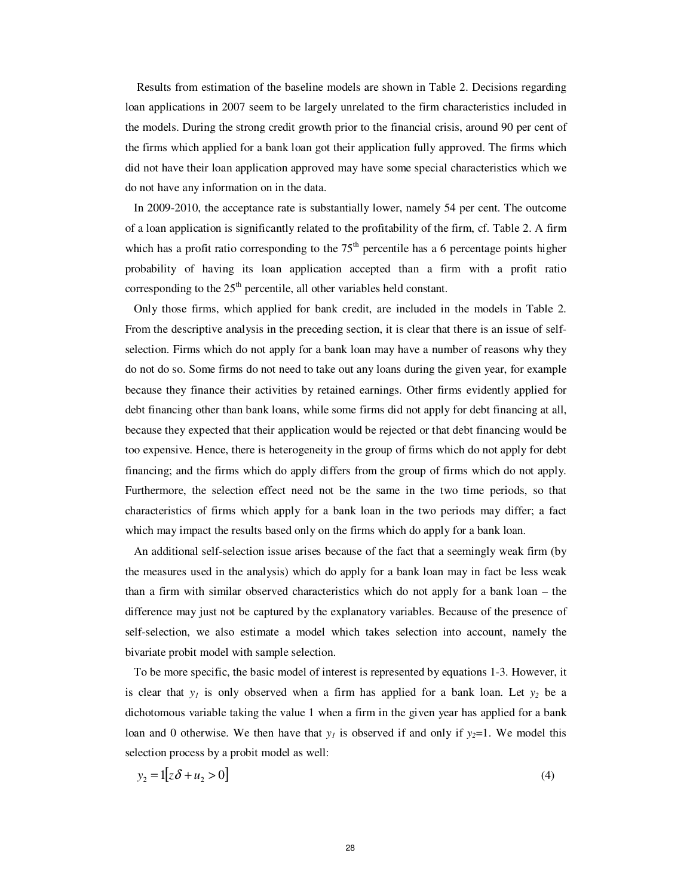Results from estimation of the baseline models are shown in Table 2. Decisions regarding loan applications in 2007 seem to be largely unrelated to the firm characteristics included in the models. During the strong credit growth prior to the financial crisis, around 90 per cent of the firms which applied for a bank loan got their application fully approved. The firms which did not have their loan application approved may have some special characteristics which we do not have any information on in the data.

In 2009-2010, the acceptance rate is substantially lower, namely 54 per cent. The outcome of a loan application is significantly related to the profitability of the firm, cf. Table 2. A firm which has a profit ratio corresponding to the 75th percentile has a 6 percentage points higher probability of having its loan application accepted than a firm with a profit ratio corresponding to the 25th percentile, all other variables held constant.

Only those firms, which applied for bank credit, are included in the models in Table 2. From the descriptive analysis in the preceding section, it is clear that there is an issue of self-selection. Firms which do not apply for a bank loan may have a number of reasons why they do not do so. Some firms do not need to take out any loans during the given year, for example because they finance their activities by retained earnings. Other firms evidently applied for debt financing other than bank loans, while some firms did not apply for debt financing at all, because they expected that their application would be rejected or that debt financing would be too expensive. Hence, there is heterogeneity in the group of firms which do not apply for debt financing; and the firms which do apply differs from the group of firms which do not apply. Furthermore, the selection effect need not be the same in the two time periods, so that characteristics of firms which apply for a bank loan in the two periods may differ; a fact which may impact the results based only on the firms which do apply for a bank loan.

An additional self-selection issue arises because of the fact that a seemingly weak firm (by the measures used in the analysis) which do apply for a bank loan may in fact be less weak than a firm with similar observed characteristics which do not apply for a bank loan – the difference may just not be captured by the explanatory variables. Because of the presence of self-selection, we also estimate a model which takes selection into account, namely the bivariate probit model with sample selection.

To be more specific, the basic model of interest is represented by equations 1-3. However, it is clear that $y_1$ is only observed when a firm has applied for a bank loan. Let $y_2$ be a dichotomous variable taking the value 1 when a firm in the given year has applied for a bank loan and 0 otherwise. We then have that $y_1$ is observed if and only if $y_2$=1. We model this selection process by a probit model as well:

$$y_2 = 1[z\delta + u_2 > 0] \tag{4}$$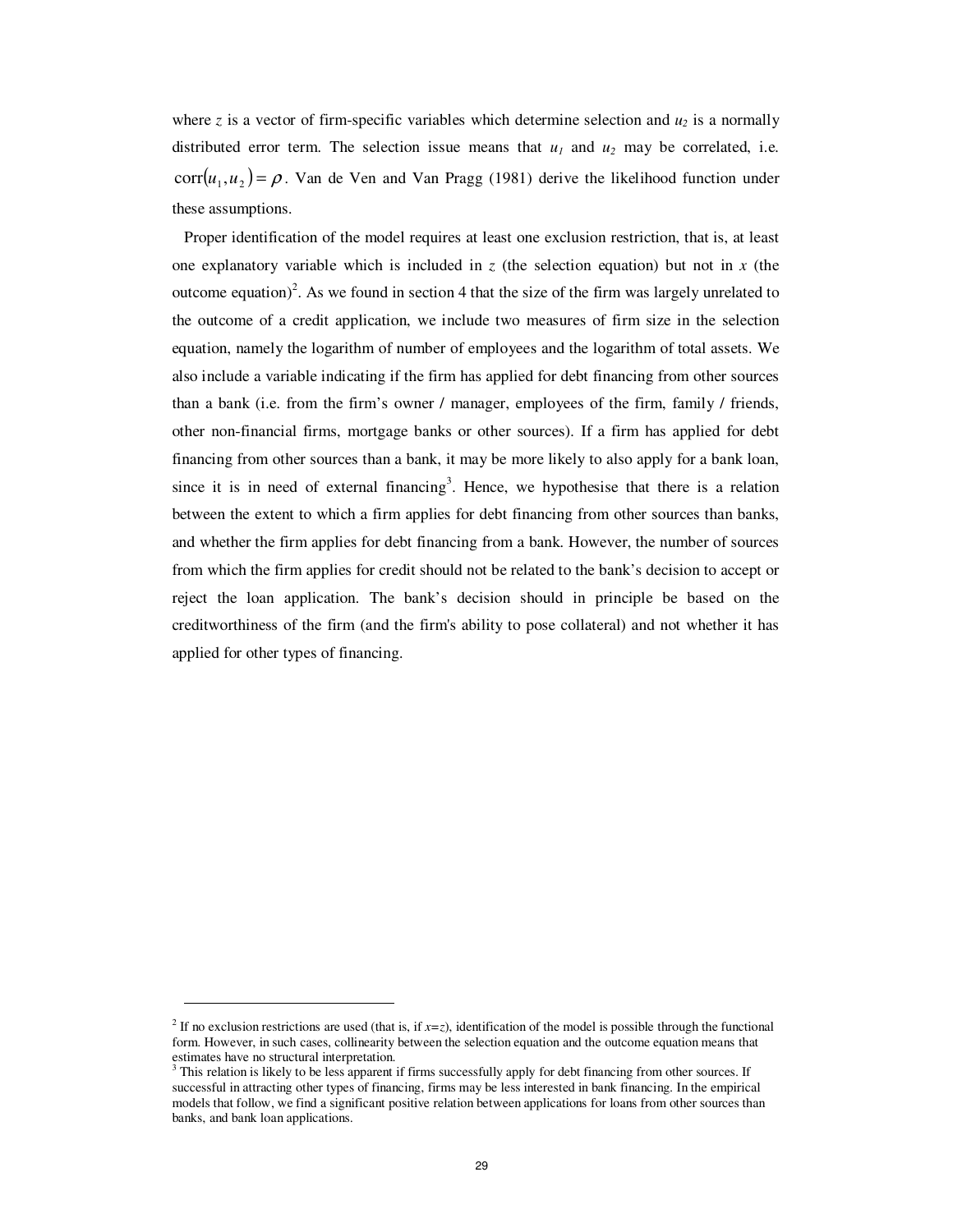where $z$ is a vector of firm-specific variables which determine selection and $u_2$ is a normally distributed error term. The selection issue means that $u_1$ and $u_2$ may be correlated, i.e. $\text{corr}(u_1, u_2) = \rho$. Van de Ven and Van Pragg (1981) derive the likelihood function under these assumptions.

Proper identification of the model requires at least one exclusion restriction, that is, at least one explanatory variable which is included in $z$ (the selection equation) but not in $x$ (the outcome equation)[2]. As we found in section 4 that the size of the firm was largely unrelated to the outcome of a credit application, we include two measures of firm size in the selection equation, namely the logarithm of number of employees and the logarithm of total assets. We also include a variable indicating if the firm has applied for debt financing from other sources than a bank (i.e. from the firm's owner / manager, employees of the firm, family / friends, other non-financial firms, mortgage banks or other sources). If a firm has applied for debt financing from other sources than a bank, it may be more likely to also apply for a bank loan, since it is in need of external financing[3]. Hence, we hypothesise that there is a relation between the extent to which a firm applies for debt financing from other sources than banks, and whether the firm applies for debt financing from a bank. However, the number of sources from which the firm applies for credit should not be related to the bank's decision to accept or reject the loan application. The bank's decision should in principle be based on the creditworthiness of the firm (and the firm's ability to pose collateral) and not whether it has applied for other types of financing.

---

[2] If no exclusion restrictions are used (that is, if $x$=$z$), identification of the model is possible through the functional form. However, in such cases, collinearity between the selection equation and the outcome equation means that estimates have no structural interpretation.

[3] This relation is likely to be less apparent if firms successfully apply for debt financing from other sources. If successful in attracting other types of financing, firms may be less interested in bank financing. In the empirical models that follow, we find a significant positive relation between applications for loans from other sources than banks, and bank loan applications.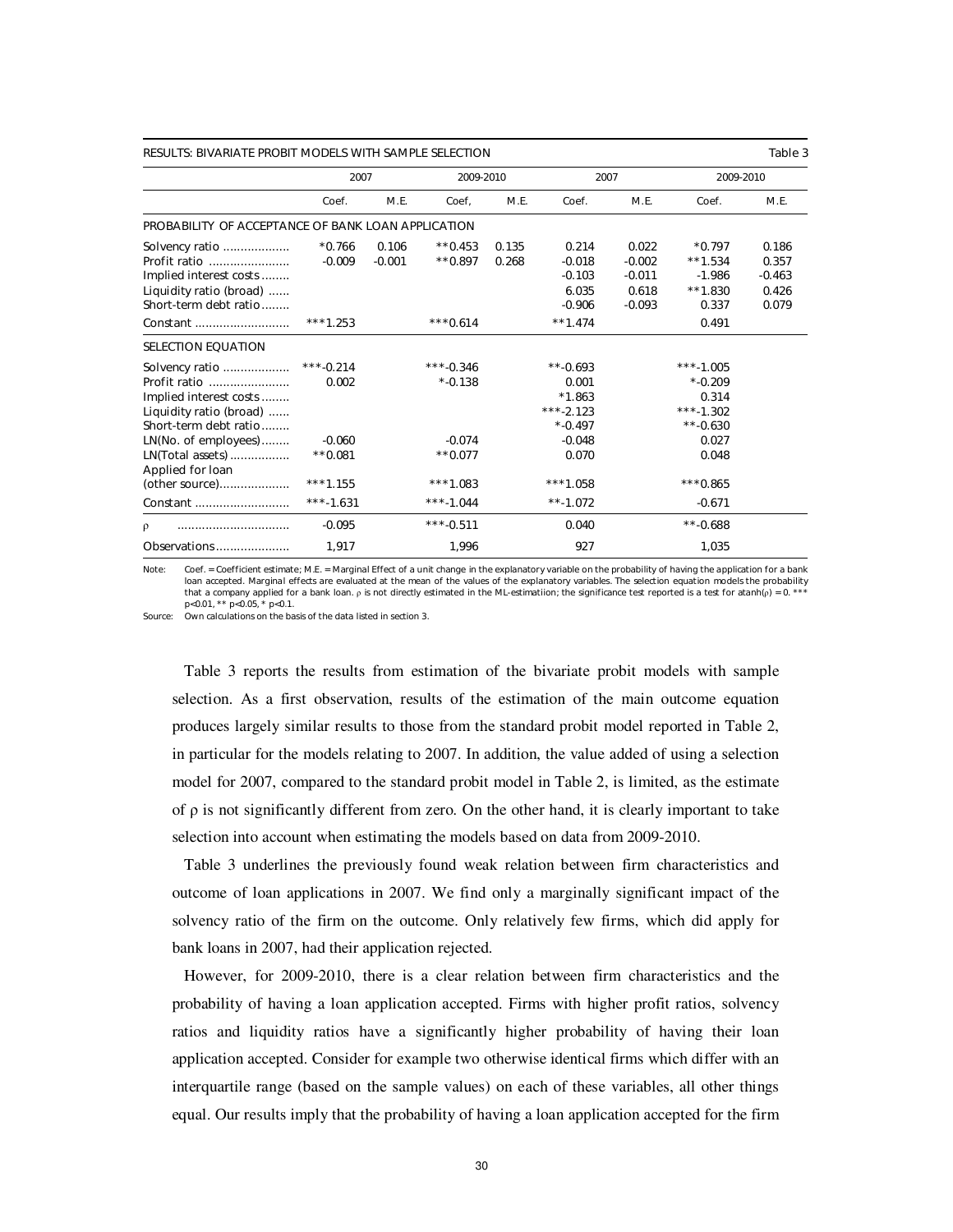RESULTS: BIVARIATE PROBIT MODELS WITH SAMPLE SELECTION Table 3

| | 2007 | | 2009-2010 | | 2007 | | 2009-2010 | |
|---|---|---|---|---|---|---|---|---|
| | Coef. | M.E. | Coef, | M.E. | Coef. | M.E. | Coef. | M.E. |
| PROBABILITY OF ACCEPTANCE OF BANK LOAN APPLICATION | | | | | | | | |
| Solvency ratio .................. | *0.766 | 0.106 | **0.453 | 0.135 | 0.214 | 0.022 | *0.797 | 0.186 |
| Profit ratio ....................... | -0.009 | -0.001 | **0.897 | 0.268 | -0.018 | -0.002 | **1.534 | 0.357 |
| Implied interest costs ........ | | | | | -0.103 | -0.011 | -1.986 | -0.463 |
| Liquidity ratio (broad) ...... | | | | | 6.035 | 0.618 | **1.830 | 0.426 |
| Short-term debt ratio........ | | | | | -0.906 | -0.093 | 0.337 | 0.079 |
| Constant .......................... | ***1.253 | | ***0.614 | | **1.474 | | 0.491 | |
| SELECTION EQUATION | | | | | | | | |
| Solvency ratio .................. | ***-0.214 | | ***-0.346 | | **-0.693 | | ***-1.005 | |
| Profit ratio ....................... | 0.002 | | *-0.138 | | 0.001 | | *-0.209 | |
| Implied interest costs ........ | | | | | *1.863 | | 0.314 | |
| Liquidity ratio (broad) ...... | | | | | ***-2.123 | | ***-1.302 | |
| Short-term debt ratio........ | | | | | *-0.497 | | **-0.630 | |
| LN(No. of employees)........ | -0.060 | | -0.074 | | -0.048 | | 0.027 | |
| LN(Total assets) ................ | **0.081 | | **0.077 | | 0.070 | | 0.048 | |
| Applied for loan (other source).................... | ***1.155 | | ***1.083 | | ***1.058 | | ***0.865 | |
| Constant .......................... | ***-1.631 | | ***-1.044 | | **-1.072 | | -0.671 | |
| ρ ................................ | -0.095 | | ***-0.511 | | 0.040 | | **-0.688 | |
| Observations..................... | 1,917 | | 1,996 | | 927 | | 1,035 | |

Note: Coef. = Coefficient estimate; M.E. = Marginal Effect of a unit change in the explanatory variable on the probability of having the application for a bank loan accepted. Marginal effects are evaluated at the mean of the values of the explanatory variables. The selection equation models the probability that a company applied for a bank loan. ρ is not directly estimated in the ML-estimatiion; the significance test reported is a test for atanh(ρ) = 0. *** p<0.01, ** p<0.05, * p<0.1.

Source: Own calculations on the basis of the data listed in section 3.

Table 3 reports the results from estimation of the bivariate probit models with sample selection. As a first observation, results of the estimation of the main outcome equation produces largely similar results to those from the standard probit model reported in Table 2, in particular for the models relating to 2007. In addition, the value added of using a selection model for 2007, compared to the standard probit model in Table 2, is limited, as the estimate of ρ is not significantly different from zero. On the other hand, it is clearly important to take selection into account when estimating the models based on data from 2009-2010.

Table 3 underlines the previously found weak relation between firm characteristics and outcome of loan applications in 2007. We find only a marginally significant impact of the solvency ratio of the firm on the outcome. Only relatively few firms, which did apply for bank loans in 2007, had their application rejected.

However, for 2009-2010, there is a clear relation between firm characteristics and the probability of having a loan application accepted. Firms with higher profit ratios, solvency ratios and liquidity ratios have a significantly higher probability of having their loan application accepted. Consider for example two otherwise identical firms which differ with an interquartile range (based on the sample values) on each of these variables, all other things equal. Our results imply that the probability of having a loan application accepted for the firm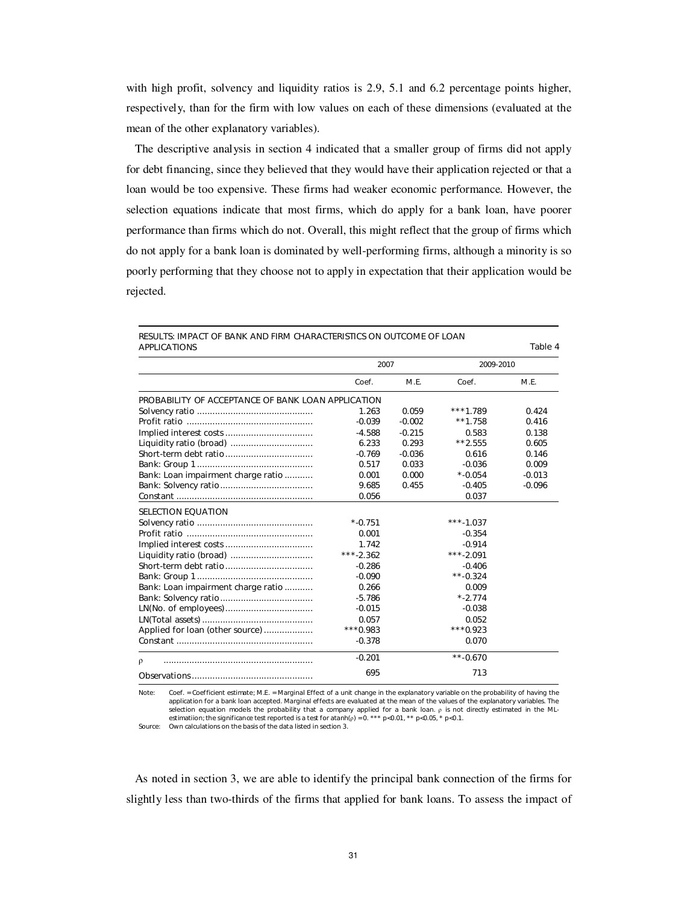with high profit, solvency and liquidity ratios is 2.9, 5.1 and 6.2 percentage points higher, respectively, than for the firm with low values on each of these dimensions (evaluated at the mean of the other explanatory variables).

The descriptive analysis in section 4 indicated that a smaller group of firms did not apply for debt financing, since they believed that they would have their application rejected or that a loan would be too expensive. These firms had weaker economic performance. However, the selection equations indicate that most firms, which do apply for a bank loan, have poorer performance than firms which do not. Overall, this might reflect that the group of firms which do not apply for a bank loan is dominated by well-performing firms, although a minority is so poorly performing that they choose not to apply in expectation that their application would be rejected.

RESULTS: IMPACT OF BANK AND FIRM CHARACTERISTICS ON OUTCOME OF LOAN APPLICATIONS — Table 4

| | 2007 | | 2009-2010 | |
|---|---|---|---|---|
| | Coef. | M.E. | Coef. | M.E. |
| PROBABILITY OF ACCEPTANCE OF BANK LOAN APPLICATION | | | | |
| Solvency ratio | 1.263 | 0.059 | ***1.789 | 0.424 |
| Profit ratio | -0.039 | -0.002 | **1.758 | 0.416 |
| Implied interest costs | -4.588 | -0.215 | 0.583 | 0.138 |
| Liquidity ratio (broad) | 6.233 | 0.293 | **2.555 | 0.605 |
| Short-term debt ratio | -0.769 | -0.036 | 0.616 | 0.146 |
| Bank: Group 1 | 0.517 | 0.033 | -0.036 | 0.009 |
| Bank: Loan impairment charge ratio | 0.001 | 0.000 | *-0.054 | -0.013 |
| Bank: Solvency ratio | 9.685 | 0.455 | -0.405 | -0.096 |
| Constant | 0.056 | | 0.037 | |
| SELECTION EQUATION | | | | |
| Solvency ratio | *-0.751 | | ***-1.037 | |
| Profit ratio | 0.001 | | -0.354 | |
| Implied interest costs | 1.742 | | -0.914 | |
| Liquidity ratio (broad) | ***-2.362 | | ***-2.091 | |
| Short-term debt ratio | -0.286 | | -0.406 | |
| Bank: Group 1 | -0.090 | | **-0.324 | |
| Bank: Loan impairment charge ratio | 0.266 | | 0.009 | |
| Bank: Solvency ratio | -5.786 | | *-2.774 | |
| LN(No. of employees) | -0.015 | | -0.038 | |
| LN(Total assets) | 0.057 | | 0.052 | |
| Applied for loan (other source) | ***0.983 | | ***0.923 | |
| Constant | -0.378 | | 0.070 | |
| $\rho$ | -0.201 | | **-0.670 | |
| Observations | 695 | | 713 | |

Note: Coef. = Coefficient estimate; M.E. = Marginal Effect of a unit change in the explanatory variable on the probability of having the application for a bank loan accepted. Marginal effects are evaluated at the mean of the values of the explanatory variables. The selection equation models the probability that a company applied for a bank loan. $\rho$ is not directly estimated in the ML-estimatiion; the significance test reported is a test for $\operatorname{atanh}(\rho) = 0$. *** $p<0.01$, ** $p<0.05$, * $p<0.1$.

Source: Own calculations on the basis of the data listed in section 3.

As noted in section 3, we are able to identify the principal bank connection of the firms for slightly less than two-thirds of the firms that applied for bank loans. To assess the impact of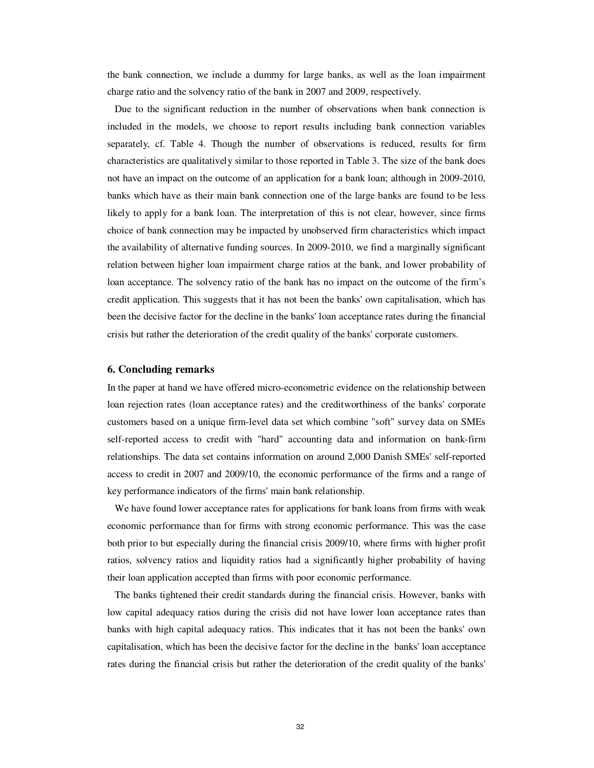the bank connection, we include a dummy for large banks, as well as the loan impairment charge ratio and the solvency ratio of the bank in 2007 and 2009, respectively.

Due to the significant reduction in the number of observations when bank connection is included in the models, we choose to report results including bank connection variables separately, cf. Table 4. Though the number of observations is reduced, results for firm characteristics are qualitatively similar to those reported in Table 3. The size of the bank does not have an impact on the outcome of an application for a bank loan; although in 2009-2010, banks which have as their main bank connection one of the large banks are found to be less likely to apply for a bank loan. The interpretation of this is not clear, however, since firms choice of bank connection may be impacted by unobserved firm characteristics which impact the availability of alternative funding sources. In 2009-2010, we find a marginally significant relation between higher loan impairment charge ratios at the bank, and lower probability of loan acceptance. The solvency ratio of the bank has no impact on the outcome of the firm's credit application. This suggests that it has not been the banks' own capitalisation, which has been the decisive factor for the decline in the banks' loan acceptance rates during the financial crisis but rather the deterioration of the credit quality of the banks' corporate customers.

## 6. Concluding remarks

In the paper at hand we have offered micro-econometric evidence on the relationship between loan rejection rates (loan acceptance rates) and the creditworthiness of the banks' corporate customers based on a unique firm-level data set which combine "soft" survey data on SMEs self-reported access to credit with "hard" accounting data and information on bank-firm relationships. The data set contains information on around 2,000 Danish SMEs' self-reported access to credit in 2007 and 2009/10, the economic performance of the firms and a range of key performance indicators of the firms' main bank relationship.

We have found lower acceptance rates for applications for bank loans from firms with weak economic performance than for firms with strong economic performance. This was the case both prior to but especially during the financial crisis 2009/10, where firms with higher profit ratios, solvency ratios and liquidity ratios had a significantly higher probability of having their loan application accepted than firms with poor economic performance.

The banks tightened their credit standards during the financial crisis. However, banks with low capital adequacy ratios during the crisis did not have lower loan acceptance rates than banks with high capital adequacy ratios. This indicates that it has not been the banks' own capitalisation, which has been the decisive factor for the decline in the banks' loan acceptance rates during the financial crisis but rather the deterioration of the credit quality of the banks'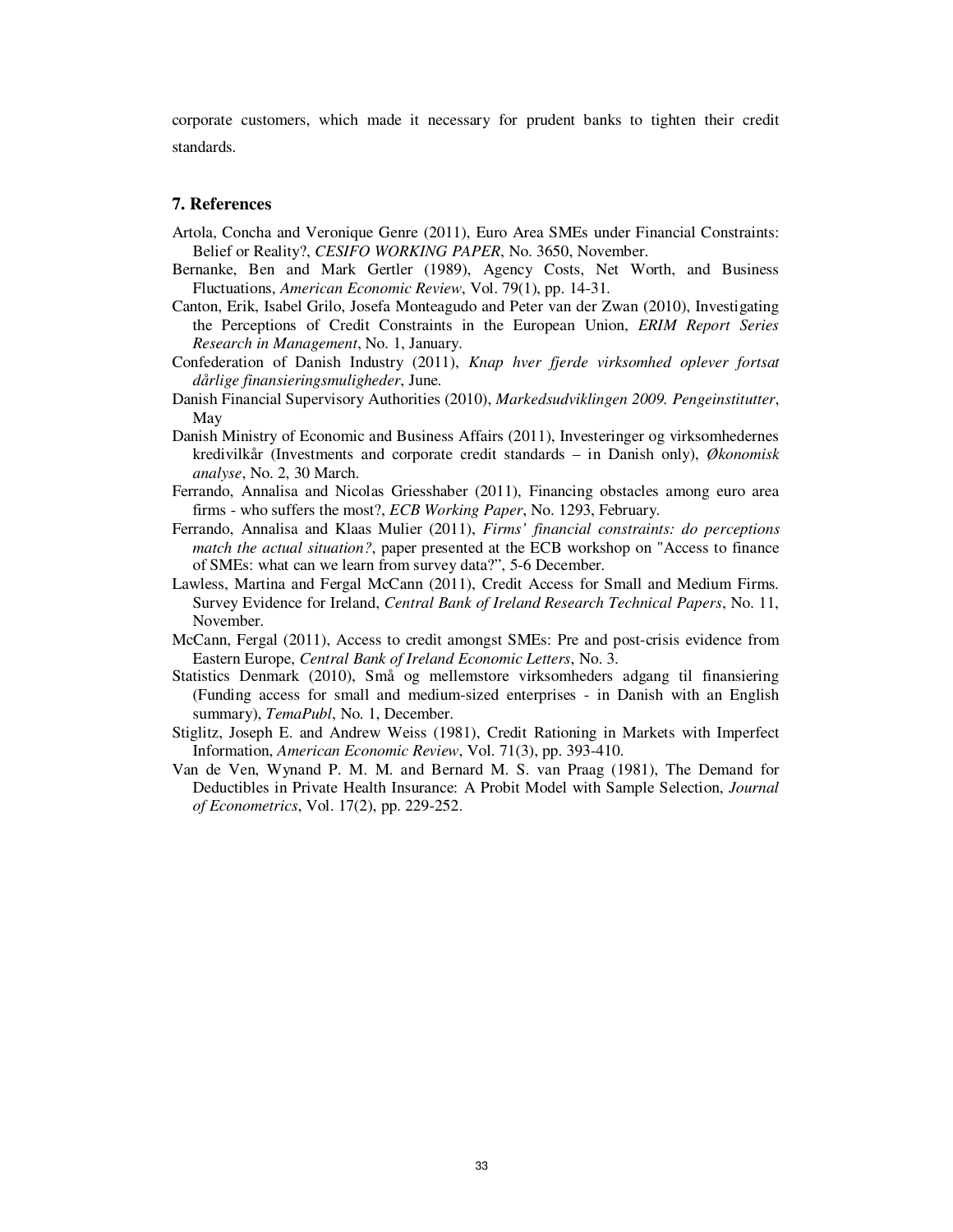corporate customers, which made it necessary for prudent banks to tighten their credit standards.

## 7. References

Artola, Concha and Veronique Genre (2011), Euro Area SMEs under Financial Constraints: Belief or Reality?, *CESIFO WORKING PAPER*, No. 3650, November.

Bernanke, Ben and Mark Gertler (1989), Agency Costs, Net Worth, and Business Fluctuations, *American Economic Review*, Vol. 79(1), pp. 14-31.

Canton, Erik, Isabel Grilo, Josefa Monteagudo and Peter van der Zwan (2010), Investigating the Perceptions of Credit Constraints in the European Union, *ERIM Report Series Research in Management*, No. 1, January.

Confederation of Danish Industry (2011), *Knap hver fjerde virksomhed oplever fortsat dårlige finansieringsmuligheder*, June.

Danish Financial Supervisory Authorities (2010), *Markedsudviklingen 2009. Pengeinstitutter*, May

Danish Ministry of Economic and Business Affairs (2011), Investeringer og virksomhedernes kredivilkår (Investments and corporate credit standards – in Danish only), *Økonomisk analyse*, No. 2, 30 March.

Ferrando, Annalisa and Nicolas Griesshaber (2011), Financing obstacles among euro area firms - who suffers the most?, *ECB Working Paper*, No. 1293, February.

Ferrando, Annalisa and Klaas Mulier (2011), *Firms' financial constraints: do perceptions match the actual situation?*, paper presented at the ECB workshop on "Access to finance of SMEs: what can we learn from survey data?", 5-6 December.

Lawless, Martina and Fergal McCann (2011), Credit Access for Small and Medium Firms. Survey Evidence for Ireland, *Central Bank of Ireland Research Technical Papers*, No. 11, November.

McCann, Fergal (2011), Access to credit amongst SMEs: Pre and post-crisis evidence from Eastern Europe, *Central Bank of Ireland Economic Letters*, No. 3.

Statistics Denmark (2010), Små og mellemstore virksomheders adgang til finansiering (Funding access for small and medium-sized enterprises - in Danish with an English summary), *TemaPubl*, No. 1, December.

Stiglitz, Joseph E. and Andrew Weiss (1981), Credit Rationing in Markets with Imperfect Information, *American Economic Review*, Vol. 71(3), pp. 393-410.

Van de Ven, Wynand P. M. M. and Bernard M. S. van Praag (1981), The Demand for Deductibles in Private Health Insurance: A Probit Model with Sample Selection, *Journal of Econometrics*, Vol. 17(2), pp. 229-252.